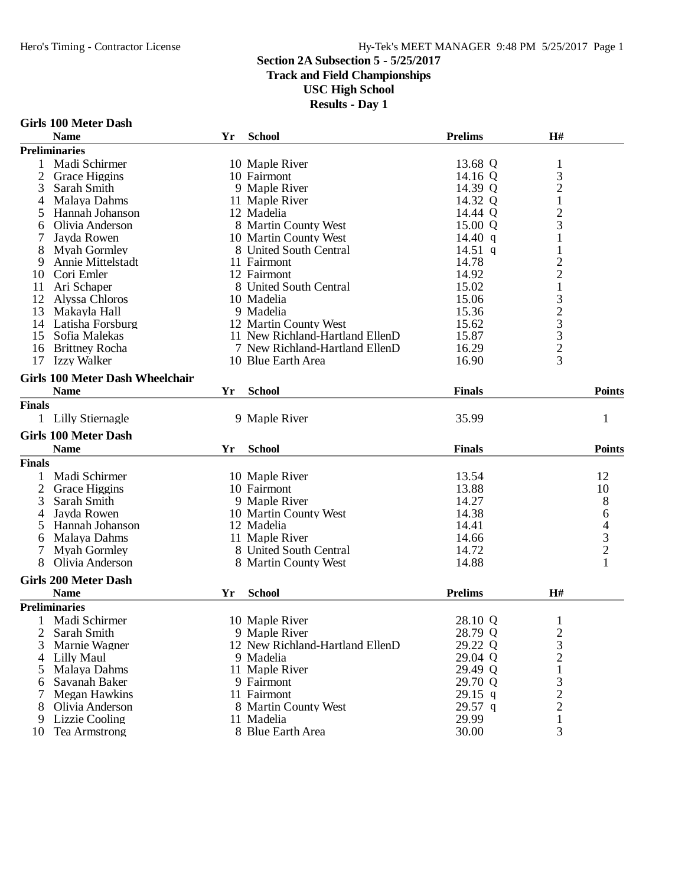## Section 2A Subsection 5 - 5/25/2017
## Track and Field Championships
## USC High School
## Results - Day 1

### Girls 100 Meter Dash

| | Name | Yr | School | Prelims | H# |
|---|---|---|---|---|---|
| **Preliminaries** | | | | | |
| 1 | Madi Schirmer | 10 | Maple River | 13.68 Q | 1 |
| 2 | Grace Higgins | 10 | Fairmont | 14.16 Q | 3 |
| 3 | Sarah Smith | 9 | Maple River | 14.39 Q | 2 |
| 4 | Malaya Dahms | 11 | Maple River | 14.32 Q | 1 |
| 5 | Hannah Johanson | 12 | Madelia | 14.44 Q | 2 |
| 6 | Olivia Anderson | 8 | Martin County West | 15.00 Q | 3 |
| 7 | Jayda Rowen | 10 | Martin County West | 14.40 q | 1 |
| 8 | Myah Gormley | 8 | United South Central | 14.51 q | 1 |
| 9 | Annie Mittelstadt | 11 | Fairmont | 14.78 | 2 |
| 10 | Cori Emler | 12 | Fairmont | 14.92 | 2 |
| 11 | Ari Schaper | 8 | United South Central | 15.02 | 1 |
| 12 | Alyssa Chloros | 10 | Madelia | 15.06 | 3 |
| 13 | Makayla Hall | 9 | Madelia | 15.36 | 2 |
| 14 | Latisha Forsburg | 12 | Martin County West | 15.62 | 3 |
| 15 | Sofia Malekas | 11 | New Richland-Hartland EllenD | 15.87 | 3 |
| 16 | Brittney Rocha | 7 | New Richland-Hartland EllenD | 16.29 | 2 |
| 17 | Izzy Walker | 10 | Blue Earth Area | 16.90 | 3 |

### Girls 100 Meter Dash Wheelchair

| | Name | Yr | School | Finals | Points |
|---|---|---|---|---|---|
| **Finals** | | | | | |
| 1 | Lilly Stiernagle | 9 | Maple River | 35.99 | 1 |

### Girls 100 Meter Dash

| | Name | Yr | School | Finals | Points |
|---|---|---|---|---|---|
| **Finals** | | | | | |
| 1 | Madi Schirmer | 10 | Maple River | 13.54 | 12 |
| 2 | Grace Higgins | 10 | Fairmont | 13.88 | 10 |
| 3 | Sarah Smith | 9 | Maple River | 14.27 | 8 |
| 4 | Jayda Rowen | 10 | Martin County West | 14.38 | 6 |
| 5 | Hannah Johanson | 12 | Madelia | 14.41 | 4 |
| 6 | Malaya Dahms | 11 | Maple River | 14.66 | 3 |
| 7 | Myah Gormley | 8 | United South Central | 14.72 | 2 |
| 8 | Olivia Anderson | 8 | Martin County West | 14.88 | 1 |

### Girls 200 Meter Dash

| | Name | Yr | School | Prelims | H# |
|---|---|---|---|---|---|
| **Preliminaries** | | | | | |
| 1 | Madi Schirmer | 10 | Maple River | 28.10 Q | 1 |
| 2 | Sarah Smith | 9 | Maple River | 28.79 Q | 2 |
| 3 | Marnie Wagner | 12 | New Richland-Hartland EllenD | 29.22 Q | 3 |
| 4 | Lilly Maul | 9 | Madelia | 29.04 Q | 2 |
| 5 | Malaya Dahms | 11 | Maple River | 29.49 Q | 1 |
| 6 | Savanah Baker | 9 | Fairmont | 29.70 Q | 3 |
| 7 | Megan Hawkins | 11 | Fairmont | 29.15 q | 2 |
| 8 | Olivia Anderson | 8 | Martin County West | 29.57 q | 2 |
| 9 | Lizzie Cooling | 11 | Madelia | 29.99 | 1 |
| 10 | Tea Armstrong | 8 | Blue Earth Area | 30.00 | 3 |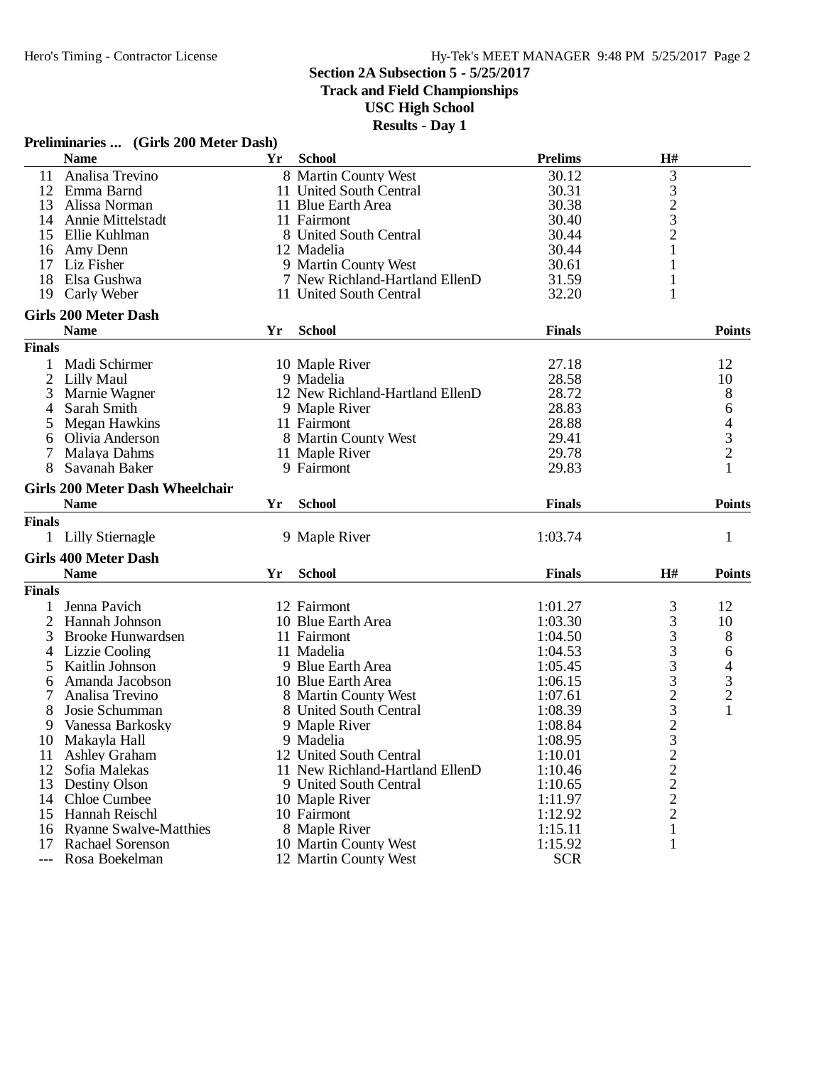## Section 2A Subsection 5 - 5/25/2017
## Track and Field Championships
## USC High School
## Results - Day 1

### Preliminaries ... (Girls 200 Meter Dash)

| | Name | Yr | School | Prelims | H# |
|---|---|---|---|---|---|
| 11 | Analisa Trevino | 8 | Martin County West | 30.12 | 3 |
| 12 | Emma Barnd | 11 | United South Central | 30.31 | 3 |
| 13 | Alissa Norman | 11 | Blue Earth Area | 30.38 | 2 |
| 14 | Annie Mittelstadt | 11 | Fairmont | 30.40 | 3 |
| 15 | Ellie Kuhlman | 8 | United South Central | 30.44 | 2 |
| 16 | Amy Denn | 12 | Madelia | 30.44 | 1 |
| 17 | Liz Fisher | 9 | Martin County West | 30.61 | 1 |
| 18 | Elsa Gushwa | 7 | New Richland-Hartland EllenD | 31.59 | 1 |
| 19 | Carly Weber | 11 | United South Central | 32.20 | 1 |

### Girls 200 Meter Dash

**Finals**

| | Name | Yr | School | Finals | Points |
|---|---|---|---|---|---|
| 1 | Madi Schirmer | 10 | Maple River | 27.18 | 12 |
| 2 | Lilly Maul | 9 | Madelia | 28.58 | 10 |
| 3 | Marnie Wagner | 12 | New Richland-Hartland EllenD | 28.72 | 8 |
| 4 | Sarah Smith | 9 | Maple River | 28.83 | 6 |
| 5 | Megan Hawkins | 11 | Fairmont | 28.88 | 4 |
| 6 | Olivia Anderson | 8 | Martin County West | 29.41 | 3 |
| 7 | Malaya Dahms | 11 | Maple River | 29.78 | 2 |
| 8 | Savanah Baker | 9 | Fairmont | 29.83 | 1 |

### Girls 200 Meter Dash Wheelchair

**Finals**

| | Name | Yr | School | Finals | Points |
|---|---|---|---|---|---|
| 1 | Lilly Stiernagle | 9 | Maple River | 1:03.74 | 1 |

### Girls 400 Meter Dash

**Finals**

| | Name | Yr | School | Finals | H# | Points |
|---|---|---|---|---|---|---|
| 1 | Jenna Pavich | 12 | Fairmont | 1:01.27 | 3 | 12 |
| 2 | Hannah Johnson | 10 | Blue Earth Area | 1:03.30 | 3 | 10 |
| 3 | Brooke Hunwardsen | 11 | Fairmont | 1:04.50 | 3 | 8 |
| 4 | Lizzie Cooling | 11 | Madelia | 1:04.53 | 3 | 6 |
| 5 | Kaitlin Johnson | 9 | Blue Earth Area | 1:05.45 | 3 | 4 |
| 6 | Amanda Jacobson | 10 | Blue Earth Area | 1:06.15 | 3 | 3 |
| 7 | Analisa Trevino | 8 | Martin County West | 1:07.61 | 2 | 2 |
| 8 | Josie Schumman | 8 | United South Central | 1:08.39 | 3 | 1 |
| 9 | Vanessa Barkosky | 9 | Maple River | 1:08.84 | 2 | |
| 10 | Makayla Hall | 9 | Madelia | 1:08.95 | 3 | |
| 11 | Ashley Graham | 12 | United South Central | 1:10.01 | 2 | |
| 12 | Sofia Malekas | 11 | New Richland-Hartland EllenD | 1:10.46 | 2 | |
| 13 | Destiny Olson | 9 | United South Central | 1:10.65 | 2 | |
| 14 | Chloe Cumbee | 10 | Maple River | 1:11.97 | 2 | |
| 15 | Hannah Reischl | 10 | Fairmont | 1:12.92 | 2 | |
| 16 | Ryanne Swalve-Matthies | 8 | Maple River | 1:15.11 | 1 | |
| 17 | Rachael Sorenson | 10 | Martin County West | 1:15.92 | 1 | |
| --- | Rosa Boekelman | 12 | Martin County West | SCR | | |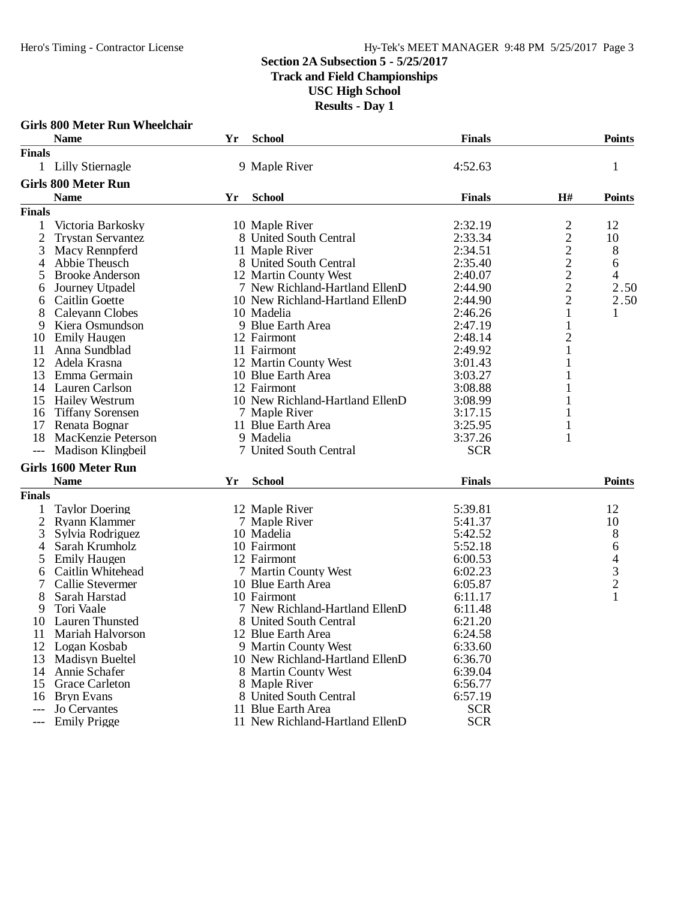## Section 2A Subsection 5 - 5/25/2017
### Track and Field Championships
### USC High School
### Results - Day 1

**Girls 800 Meter Run Wheelchair**

| | Name | Yr | School | Finals | Points |
|---|---|---|---|---|---|
| **Finals** | | | | | |
| 1 | Lilly Stiernagle | 9 | Maple River | 4:52.63 | 1 |

**Girls 800 Meter Run**

| | Name | Yr | School | Finals | H# | Points |
|---|---|---|---|---|---|---|
| **Finals** | | | | | | |
| 1 | Victoria Barkosky | 10 | Maple River | 2:32.19 | 2 | 12 |
| 2 | Trystan Servantez | 8 | United South Central | 2:33.34 | 2 | 10 |
| 3 | Macy Rennpferd | 11 | Maple River | 2:34.51 | 2 | 8 |
| 4 | Abbie Theusch | 8 | United South Central | 2:35.40 | 2 | 6 |
| 5 | Brooke Anderson | 12 | Martin County West | 2:40.07 | 2 | 4 |
| 6 | Journey Utpadel | 7 | New Richland-Hartland EllenD | 2:44.90 | 2 | 2.50 |
| 6 | Caitlin Goette | 10 | New Richland-Hartland EllenD | 2:44.90 | 2 | 2.50 |
| 8 | Caleyann Clobes | 10 | Madelia | 2:46.26 | 1 | 1 |
| 9 | Kiera Osmundson | 9 | Blue Earth Area | 2:47.19 | 1 | |
| 10 | Emily Haugen | 12 | Fairmont | 2:48.14 | 2 | |
| 11 | Anna Sundblad | 11 | Fairmont | 2:49.92 | 1 | |
| 12 | Adela Krasna | 12 | Martin County West | 3:01.43 | 1 | |
| 13 | Emma Germain | 10 | Blue Earth Area | 3:03.27 | 1 | |
| 14 | Lauren Carlson | 12 | Fairmont | 3:08.88 | 1 | |
| 15 | Hailey Westrum | 10 | New Richland-Hartland EllenD | 3:08.99 | 1 | |
| 16 | Tiffany Sorensen | 7 | Maple River | 3:17.15 | 1 | |
| 17 | Renata Bognar | 11 | Blue Earth Area | 3:25.95 | 1 | |
| 18 | MacKenzie Peterson | 9 | Madelia | 3:37.26 | 1 | |
| --- | Madison Klingbeil | 7 | United South Central | SCR | | |

**Girls 1600 Meter Run**

| | Name | Yr | School | Finals | Points |
|---|---|---|---|---|---|
| **Finals** | | | | | |
| 1 | Taylor Doering | 12 | Maple River | 5:39.81 | 12 |
| 2 | Ryann Klammer | 7 | Maple River | 5:41.37 | 10 |
| 3 | Sylvia Rodriguez | 10 | Madelia | 5:42.52 | 8 |
| 4 | Sarah Krumholz | 10 | Fairmont | 5:52.18 | 6 |
| 5 | Emily Haugen | 12 | Fairmont | 6:00.53 | 4 |
| 6 | Caitlin Whitehead | 7 | Martin County West | 6:02.23 | 3 |
| 7 | Callie Stevermer | 10 | Blue Earth Area | 6:05.87 | 2 |
| 8 | Sarah Harstad | 10 | Fairmont | 6:11.17 | 1 |
| 9 | Tori Vaale | 7 | New Richland-Hartland EllenD | 6:11.48 | |
| 10 | Lauren Thunsted | 8 | United South Central | 6:21.20 | |
| 11 | Mariah Halvorson | 12 | Blue Earth Area | 6:24.58 | |
| 12 | Logan Kosbab | 9 | Martin County West | 6:33.60 | |
| 13 | Madisyn Bueltel | 10 | New Richland-Hartland EllenD | 6:36.70 | |
| 14 | Annie Schafer | 8 | Martin County West | 6:39.04 | |
| 15 | Grace Carleton | 8 | Maple River | 6:56.77 | |
| 16 | Bryn Evans | 8 | United South Central | 6:57.19 | |
| --- | Jo Cervantes | 11 | Blue Earth Area | SCR | |
| --- | Emily Prigge | 11 | New Richland-Hartland EllenD | SCR | |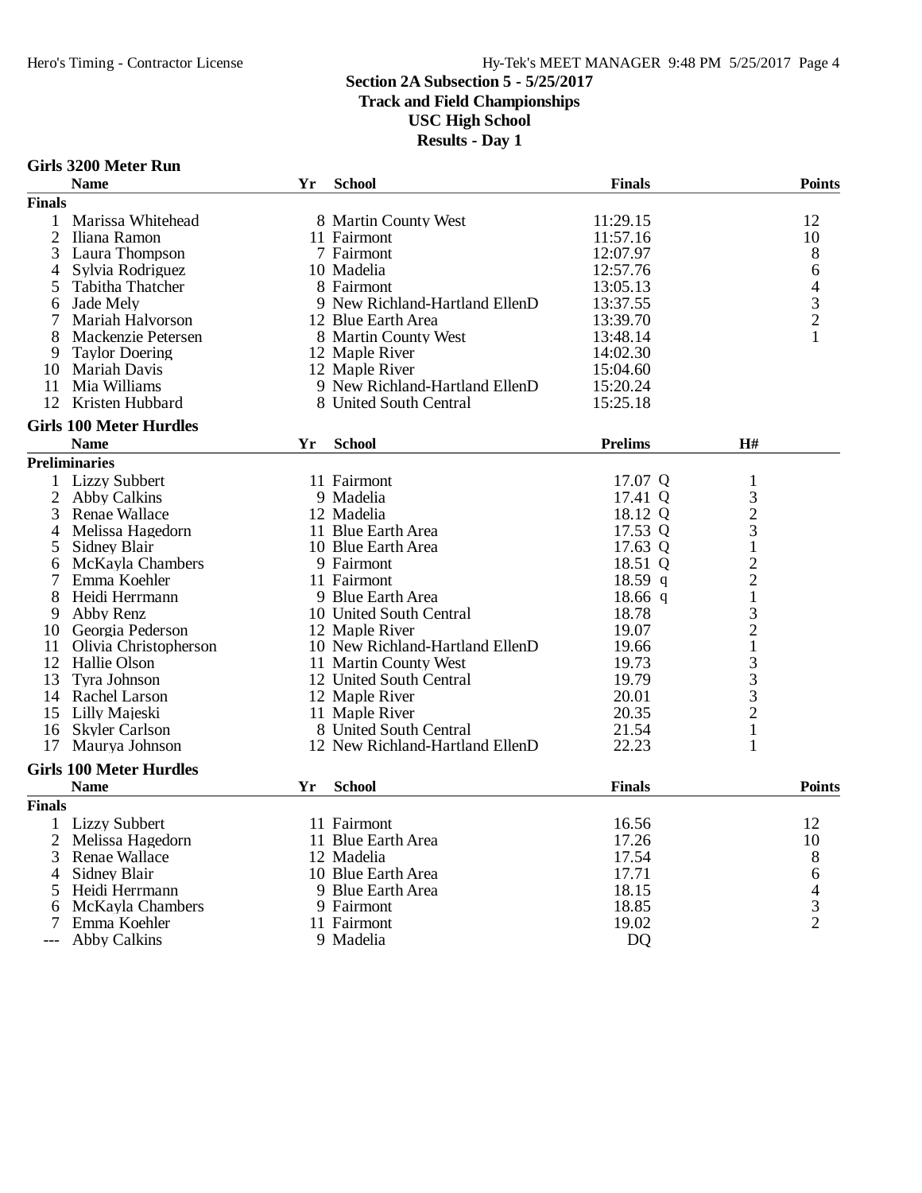## Section 2A Subsection 5 - 5/25/2017
## Track and Field Championships
## USC High School
## Results - Day 1

### Girls 3200 Meter Run

**Finals**

| | Name | Yr | School | Finals | Points |
|---|---|---|---|---|---|
| 1 | Marissa Whitehead | 8 | Martin County West | 11:29.15 | 12 |
| 2 | Iliana Ramon | 11 | Fairmont | 11:57.16 | 10 |
| 3 | Laura Thompson | 7 | Fairmont | 12:07.97 | 8 |
| 4 | Sylvia Rodriguez | 10 | Madelia | 12:57.76 | 6 |
| 5 | Tabitha Thatcher | 8 | Fairmont | 13:05.13 | 4 |
| 6 | Jade Mely | 9 | New Richland-Hartland EllenD | 13:37.55 | 3 |
| 7 | Mariah Halvorson | 12 | Blue Earth Area | 13:39.70 | 2 |
| 8 | Mackenzie Petersen | 8 | Martin County West | 13:48.14 | 1 |
| 9 | Taylor Doering | 12 | Maple River | 14:02.30 | |
| 10 | Mariah Davis | 12 | Maple River | 15:04.60 | |
| 11 | Mia Williams | 9 | New Richland-Hartland EllenD | 15:20.24 | |
| 12 | Kristen Hubbard | 8 | United South Central | 15:25.18 | |

### Girls 100 Meter Hurdles

**Preliminaries**

| | Name | Yr | School | Prelims | H# |
|---|---|---|---|---|---|
| 1 | Lizzy Subbert | 11 | Fairmont | 17.07 Q | 1 |
| 2 | Abby Calkins | 9 | Madelia | 17.41 Q | 3 |
| 3 | Renae Wallace | 12 | Madelia | 18.12 Q | 2 |
| 4 | Melissa Hagedorn | 11 | Blue Earth Area | 17.53 Q | 3 |
| 5 | Sidney Blair | 10 | Blue Earth Area | 17.63 Q | 1 |
| 6 | McKayla Chambers | 9 | Fairmont | 18.51 Q | 2 |
| 7 | Emma Koehler | 11 | Fairmont | 18.59 q | 2 |
| 8 | Heidi Herrmann | 9 | Blue Earth Area | 18.66 q | 1 |
| 9 | Abby Renz | 10 | United South Central | 18.78 | 3 |
| 10 | Georgia Pederson | 12 | Maple River | 19.07 | 2 |
| 11 | Olivia Christopherson | 10 | New Richland-Hartland EllenD | 19.66 | 1 |
| 12 | Hallie Olson | 11 | Martin County West | 19.73 | 3 |
| 13 | Tyra Johnson | 12 | United South Central | 19.79 | 3 |
| 14 | Rachel Larson | 12 | Maple River | 20.01 | 3 |
| 15 | Lilly Majeski | 11 | Maple River | 20.35 | 2 |
| 16 | Skyler Carlson | 8 | United South Central | 21.54 | 1 |
| 17 | Maurya Johnson | 12 | New Richland-Hartland EllenD | 22.23 | 1 |

### Girls 100 Meter Hurdles

**Finals**

| | Name | Yr | School | Finals | Points |
|---|---|---|---|---|---|
| 1 | Lizzy Subbert | 11 | Fairmont | 16.56 | 12 |
| 2 | Melissa Hagedorn | 11 | Blue Earth Area | 17.26 | 10 |
| 3 | Renae Wallace | 12 | Madelia | 17.54 | 8 |
| 4 | Sidney Blair | 10 | Blue Earth Area | 17.71 | 6 |
| 5 | Heidi Herrmann | 9 | Blue Earth Area | 18.15 | 4 |
| 6 | McKayla Chambers | 9 | Fairmont | 18.85 | 3 |
| 7 | Emma Koehler | 11 | Fairmont | 19.02 | 2 |
| --- | Abby Calkins | 9 | Madelia | DQ | |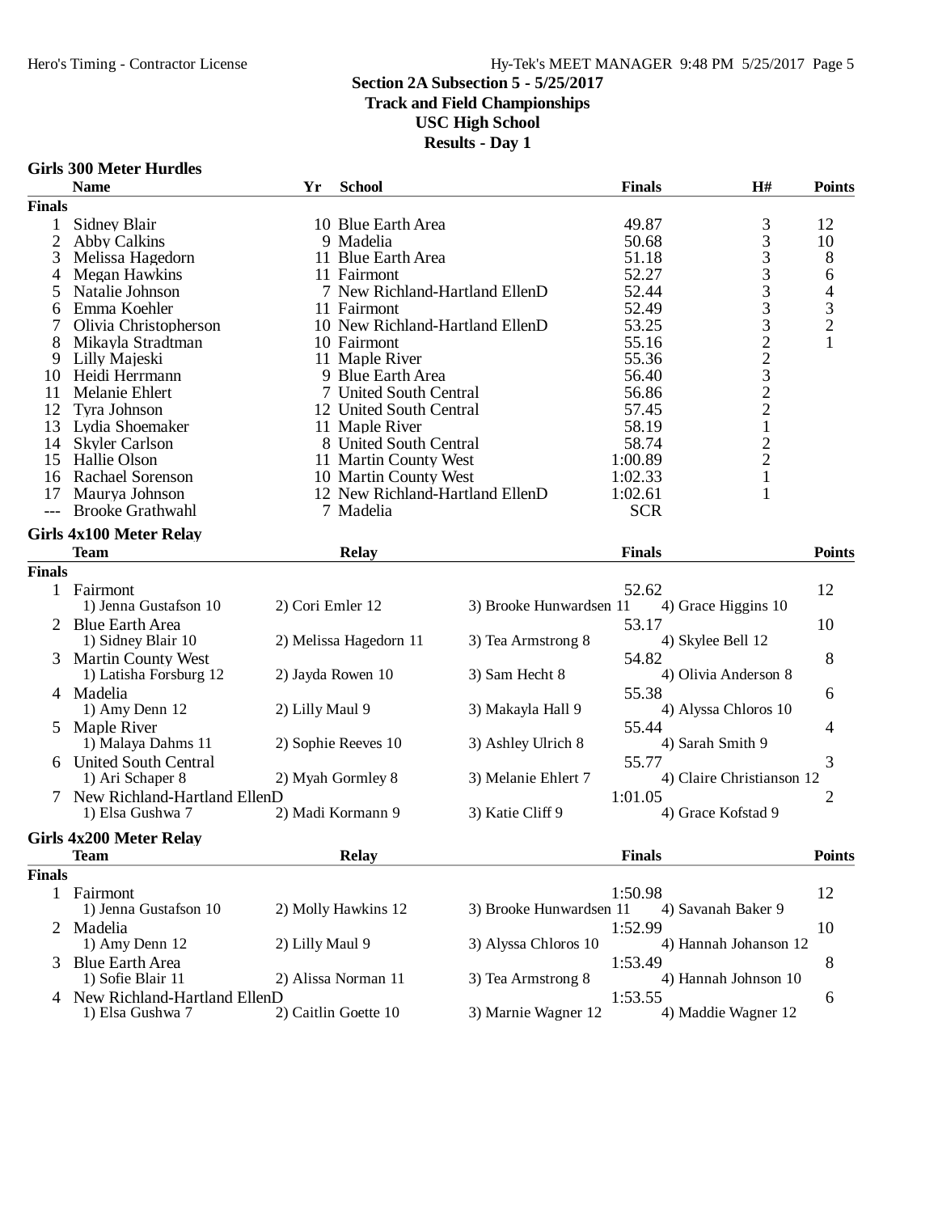## Section 2A Subsection 5 - 5/25/2017
## Track and Field Championships
## USC High School
## Results - Day 1

### Girls 300 Meter Hurdles

| | Name | Yr | School | Finals | H# | Points |
|---|---|---|---|---|---|---|
| **Finals** | | | | | | |
| 1 | Sidney Blair | 10 | Blue Earth Area | 49.87 | 3 | 12 |
| 2 | Abby Calkins | 9 | Madelia | 50.68 | 3 | 10 |
| 3 | Melissa Hagedorn | 11 | Blue Earth Area | 51.18 | 3 | 8 |
| 4 | Megan Hawkins | 11 | Fairmont | 52.27 | 3 | 6 |
| 5 | Natalie Johnson | 7 | New Richland-Hartland EllenD | 52.44 | 3 | 4 |
| 6 | Emma Koehler | 11 | Fairmont | 52.49 | 3 | 3 |
| 7 | Olivia Christopherson | 10 | New Richland-Hartland EllenD | 53.25 | 3 | 2 |
| 8 | Mikayla Stradtman | 10 | Fairmont | 55.16 | 2 | 1 |
| 9 | Lilly Majeski | 11 | Maple River | 55.36 | 2 | |
| 10 | Heidi Herrmann | 9 | Blue Earth Area | 56.40 | 3 | |
| 11 | Melanie Ehlert | 7 | United South Central | 56.86 | 2 | |
| 12 | Tyra Johnson | 12 | United South Central | 57.45 | 2 | |
| 13 | Lydia Shoemaker | 11 | Maple River | 58.19 | 1 | |
| 14 | Skyler Carlson | 8 | United South Central | 58.74 | 2 | |
| 15 | Hallie Olson | 11 | Martin County West | 1:00.89 | 2 | |
| 16 | Rachael Sorenson | 10 | Martin County West | 1:02.33 | 1 | |
| 17 | Maurya Johnson | 12 | New Richland-Hartland EllenD | 1:02.61 | 1 | |
| --- | Brooke Grathwahl | 7 | Madelia | SCR | | |

### Girls 4x100 Meter Relay

| | Team | Relay | Finals | Points |
|---|---|---|---|---|
| **Finals** | | | | |
| 1 | Fairmont | | 52.62 | 12 |
| | 1) Jenna Gustafson 10; 2) Cori Emler 12; 3) Brooke Hunwardsen 11; 4) Grace Higgins 10 | | | |
| 2 | Blue Earth Area | | 53.17 | 10 |
| | 1) Sidney Blair 10; 2) Melissa Hagedorn 11; 3) Tea Armstrong 8; 4) Skylee Bell 12 | | | |
| 3 | Martin County West | | 54.82 | 8 |
| | 1) Latisha Forsburg 12; 2) Jayda Rowen 10; 3) Sam Hecht 8; 4) Olivia Anderson 8 | | | |
| 4 | Madelia | | 55.38 | 6 |
| | 1) Amy Denn 12; 2) Lilly Maul 9; 3) Makayla Hall 9; 4) Alyssa Chloros 10 | | | |
| 5 | Maple River | | 55.44 | 4 |
| | 1) Malaya Dahms 11; 2) Sophie Reeves 10; 3) Ashley Ulrich 8; 4) Sarah Smith 9 | | | |
| 6 | United South Central | | 55.77 | 3 |
| | 1) Ari Schaper 8; 2) Myah Gormley 8; 3) Melanie Ehlert 7; 4) Claire Christianson 12 | | | |
| 7 | New Richland-Hartland EllenD | | 1:01.05 | 2 |
| | 1) Elsa Gushwa 7; 2) Madi Kormann 9; 3) Katie Cliff 9; 4) Grace Kofstad 9 | | | |

### Girls 4x200 Meter Relay

| | Team | Relay | Finals | Points |
|---|---|---|---|---|
| **Finals** | | | | |
| 1 | Fairmont | | 1:50.98 | 12 |
| | 1) Jenna Gustafson 10; 2) Molly Hawkins 12; 3) Brooke Hunwardsen 11; 4) Savanah Baker 9 | | | |
| 2 | Madelia | | 1:52.99 | 10 |
| | 1) Amy Denn 12; 2) Lilly Maul 9; 3) Alyssa Chloros 10; 4) Hannah Johanson 12 | | | |
| 3 | Blue Earth Area | | 1:53.49 | 8 |
| | 1) Sofie Blair 11; 2) Alissa Norman 11; 3) Tea Armstrong 8; 4) Hannah Johnson 10 | | | |
| 4 | New Richland-Hartland EllenD | | 1:53.55 | 6 |
| | 1) Elsa Gushwa 7; 2) Caitlin Goette 10; 3) Marnie Wagner 12; 4) Maddie Wagner 12 | | | |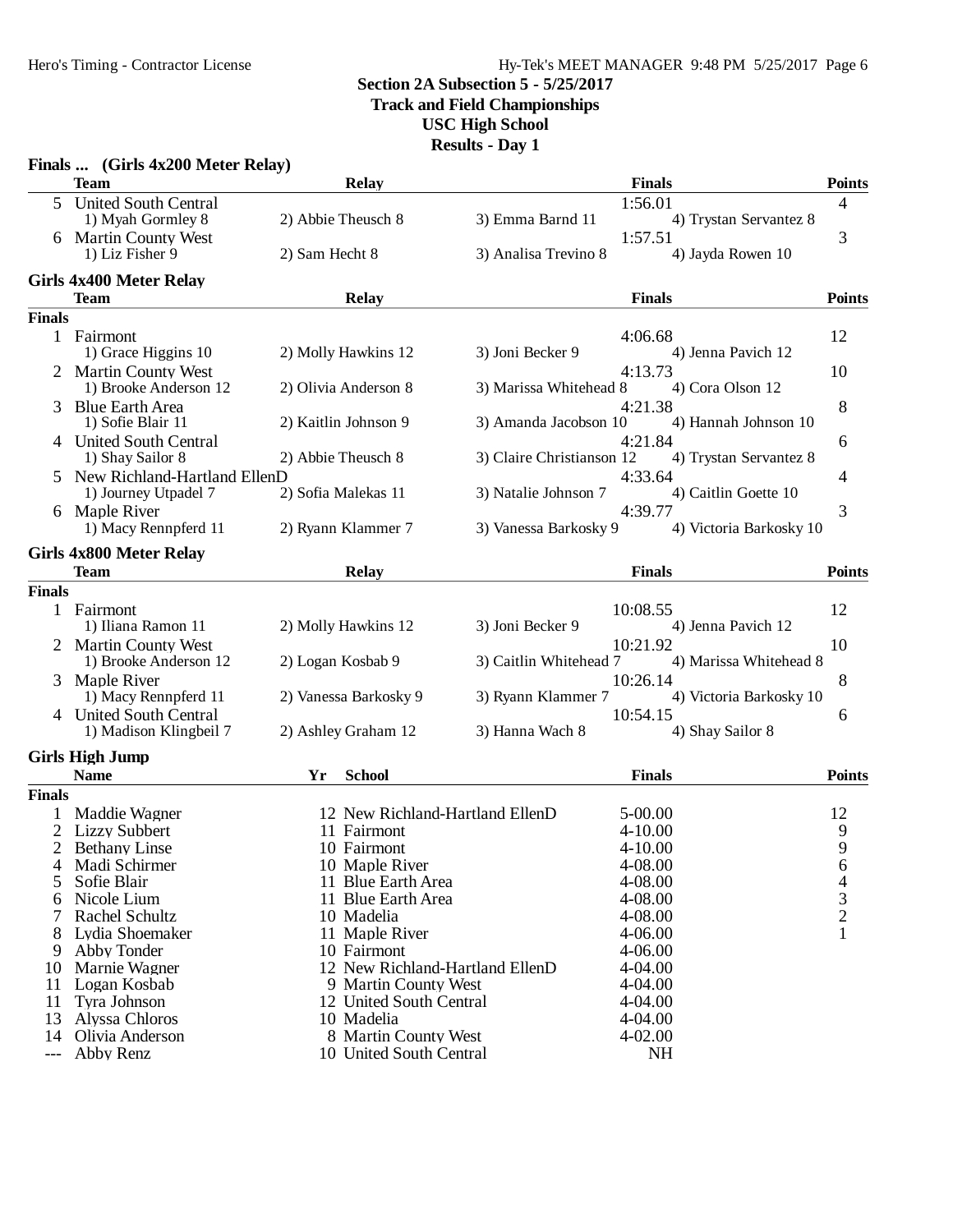## Section 2A Subsection 5 - 5/25/2017
## Track and Field Championships
## USC High School
## Results - Day 1

### Finals ... (Girls 4x200 Meter Relay)

| | Team | Relay | | Finals | Points |
|---|---|---|---|---|---|
| 5 | United South Central | | | 1:56.01 | 4 |
| | 1) Myah Gormley 8 | 2) Abbie Theusch 8 | 3) Emma Barnd 11 | 4) Trystan Servantez 8 | |
| 6 | Martin County West | | | 1:57.51 | 3 |
| | 1) Liz Fisher 9 | 2) Sam Hecht 8 | 3) Analisa Trevino 8 | 4) Jayda Rowen 10 | |

### Girls 4x400 Meter Relay

| | Team | Relay | | Finals | Points |
|---|---|---|---|---|---|
| **Finals** | | | | | |
| 1 | Fairmont | | | 4:06.68 | 12 |
| | 1) Grace Higgins 10 | 2) Molly Hawkins 12 | 3) Joni Becker 9 | 4) Jenna Pavich 12 | |
| 2 | Martin County West | | | 4:13.73 | 10 |
| | 1) Brooke Anderson 12 | 2) Olivia Anderson 8 | 3) Marissa Whitehead 8 | 4) Cora Olson 12 | |
| 3 | Blue Earth Area | | | 4:21.38 | 8 |
| | 1) Sofie Blair 11 | 2) Kaitlin Johnson 9 | 3) Amanda Jacobson 10 | 4) Hannah Johnson 10 | |
| 4 | United South Central | | | 4:21.84 | 6 |
| | 1) Shay Sailor 8 | 2) Abbie Theusch 8 | 3) Claire Christianson 12 | 4) Trystan Servantez 8 | |
| 5 | New Richland-Hartland EllenD | | | 4:33.64 | 4 |
| | 1) Journey Utpadel 7 | 2) Sofia Malekas 11 | 3) Natalie Johnson 7 | 4) Caitlin Goette 10 | |
| 6 | Maple River | | | 4:39.77 | 3 |
| | 1) Macy Rennpferd 11 | 2) Ryann Klammer 7 | 3) Vanessa Barkosky 9 | 4) Victoria Barkosky 10 | |

### Girls 4x800 Meter Relay

| | Team | Relay | | Finals | Points |
|---|---|---|---|---|---|
| **Finals** | | | | | |
| 1 | Fairmont | | | 10:08.55 | 12 |
| | 1) Iliana Ramon 11 | 2) Molly Hawkins 12 | 3) Joni Becker 9 | 4) Jenna Pavich 12 | |
| 2 | Martin County West | | | 10:21.92 | 10 |
| | 1) Brooke Anderson 12 | 2) Logan Kosbab 9 | 3) Caitlin Whitehead 7 | 4) Marissa Whitehead 8 | |
| 3 | Maple River | | | 10:26.14 | 8 |
| | 1) Macy Rennpferd 11 | 2) Vanessa Barkosky 9 | 3) Ryann Klammer 7 | 4) Victoria Barkosky 10 | |
| 4 | United South Central | | | 10:54.15 | 6 |
| | 1) Madison Klingbeil 7 | 2) Ashley Graham 12 | 3) Hanna Wach 8 | 4) Shay Sailor 8 | |

### Girls High Jump

| | Name | Yr | School | Finals | Points |
|---|---|---|---|---|---|
| **Finals** | | | | | |
| 1 | Maddie Wagner | 12 | New Richland-Hartland EllenD | 5-00.00 | 12 |
| 2 | Lizzy Subbert | 11 | Fairmont | 4-10.00 | 9 |
| 2 | Bethany Linse | 10 | Fairmont | 4-10.00 | 9 |
| 4 | Madi Schirmer | 10 | Maple River | 4-08.00 | 6 |
| 5 | Sofie Blair | 11 | Blue Earth Area | 4-08.00 | 4 |
| 6 | Nicole Lium | 11 | Blue Earth Area | 4-08.00 | 3 |
| 7 | Rachel Schultz | 10 | Madelia | 4-08.00 | 2 |
| 8 | Lydia Shoemaker | 11 | Maple River | 4-06.00 | 1 |
| 9 | Abby Tonder | 10 | Fairmont | 4-06.00 | |
| 10 | Marnie Wagner | 12 | New Richland-Hartland EllenD | 4-04.00 | |
| 11 | Logan Kosbab | 9 | Martin County West | 4-04.00 | |
| 11 | Tyra Johnson | 12 | United South Central | 4-04.00 | |
| 13 | Alyssa Chloros | 10 | Madelia | 4-04.00 | |
| 14 | Olivia Anderson | 8 | Martin County West | 4-02.00 | |
| --- | Abby Renz | 10 | United South Central | NH | |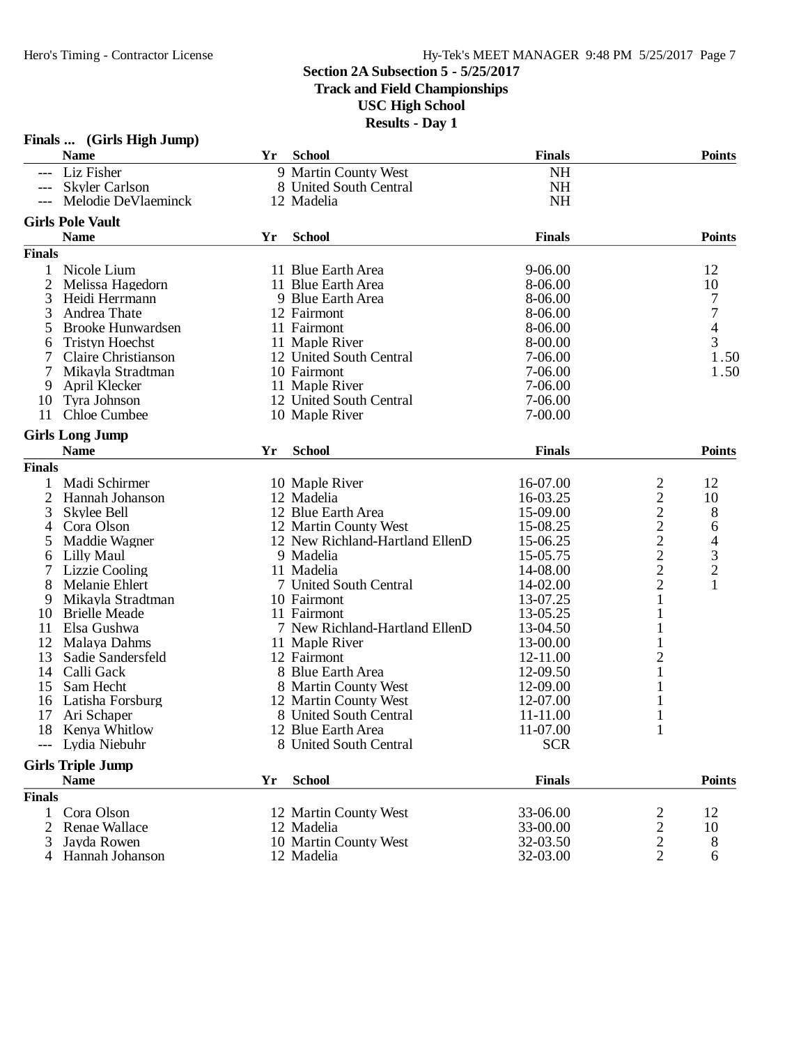## Section 2A Subsection 5 - 5/25/2017
## Track and Field Championships
## USC High School
## Results - Day 1

### Finals ... (Girls High Jump)

| | Name | Yr | School | Finals | Points |
|---|---|---|---|---|---|
| --- | Liz Fisher | 9 | Martin County West | NH | |
| --- | Skyler Carlson | 8 | United South Central | NH | |
| --- | Melodie DeVlaeminck | 12 | Madelia | NH | |

### Girls Pole Vault

**Finals**

| | Name | Yr | School | Finals | Points |
|---|---|---|---|---|---|
| 1 | Nicole Lium | 11 | Blue Earth Area | 9-06.00 | 12 |
| 2 | Melissa Hagedorn | 11 | Blue Earth Area | 8-06.00 | 10 |
| 3 | Heidi Herrmann | 9 | Blue Earth Area | 8-06.00 | 7 |
| 3 | Andrea Thate | 12 | Fairmont | 8-06.00 | 7 |
| 5 | Brooke Hunwardsen | 11 | Fairmont | 8-06.00 | 4 |
| 6 | Tristyn Hoechst | 11 | Maple River | 8-00.00 | 3 |
| 7 | Claire Christianson | 12 | United South Central | 7-06.00 | 1.50 |
| 7 | Mikayla Stradtman | 10 | Fairmont | 7-06.00 | 1.50 |
| 9 | April Klecker | 11 | Maple River | 7-06.00 | |
| 10 | Tyra Johnson | 12 | United South Central | 7-06.00 | |
| 11 | Chloe Cumbee | 10 | Maple River | 7-00.00 | |

### Girls Long Jump

**Finals**

| | Name | Yr | School | Finals | | Points |
|---|---|---|---|---|---|---|
| 1 | Madi Schirmer | 10 | Maple River | 16-07.00 | 2 | 12 |
| 2 | Hannah Johanson | 12 | Madelia | 16-03.25 | 2 | 10 |
| 3 | Skylee Bell | 12 | Blue Earth Area | 15-09.00 | 2 | 8 |
| 4 | Cora Olson | 12 | Martin County West | 15-08.25 | 2 | 6 |
| 5 | Maddie Wagner | 12 | New Richland-Hartland EllenD | 15-06.25 | 2 | 4 |
| 6 | Lilly Maul | 9 | Madelia | 15-05.75 | 2 | 3 |
| 7 | Lizzie Cooling | 11 | Madelia | 14-08.00 | 2 | 2 |
| 8 | Melanie Ehlert | 7 | United South Central | 14-02.00 | 2 | 1 |
| 9 | Mikayla Stradtman | 10 | Fairmont | 13-07.25 | 1 | |
| 10 | Brielle Meade | 11 | Fairmont | 13-05.25 | 1 | |
| 11 | Elsa Gushwa | 7 | New Richland-Hartland EllenD | 13-04.50 | 1 | |
| 12 | Malaya Dahms | 11 | Maple River | 13-00.00 | 1 | |
| 13 | Sadie Sandersfeld | 12 | Fairmont | 12-11.00 | 2 | |
| 14 | Calli Gack | 8 | Blue Earth Area | 12-09.50 | 1 | |
| 15 | Sam Hecht | 8 | Martin County West | 12-09.00 | 1 | |
| 16 | Latisha Forsburg | 12 | Martin County West | 12-07.00 | 1 | |
| 17 | Ari Schaper | 8 | United South Central | 11-11.00 | 1 | |
| 18 | Kenya Whitlow | 12 | Blue Earth Area | 11-07.00 | 1 | |
| --- | Lydia Niebuhr | 8 | United South Central | SCR | | |

### Girls Triple Jump

**Finals**

| | Name | Yr | School | Finals | | Points |
|---|---|---|---|---|---|---|
| 1 | Cora Olson | 12 | Martin County West | 33-06.00 | 2 | 12 |
| 2 | Renae Wallace | 12 | Madelia | 33-00.00 | 2 | 10 |
| 3 | Jayda Rowen | 10 | Martin County West | 32-03.50 | 2 | 8 |
| 4 | Hannah Johanson | 12 | Madelia | 32-03.00 | 2 | 6 |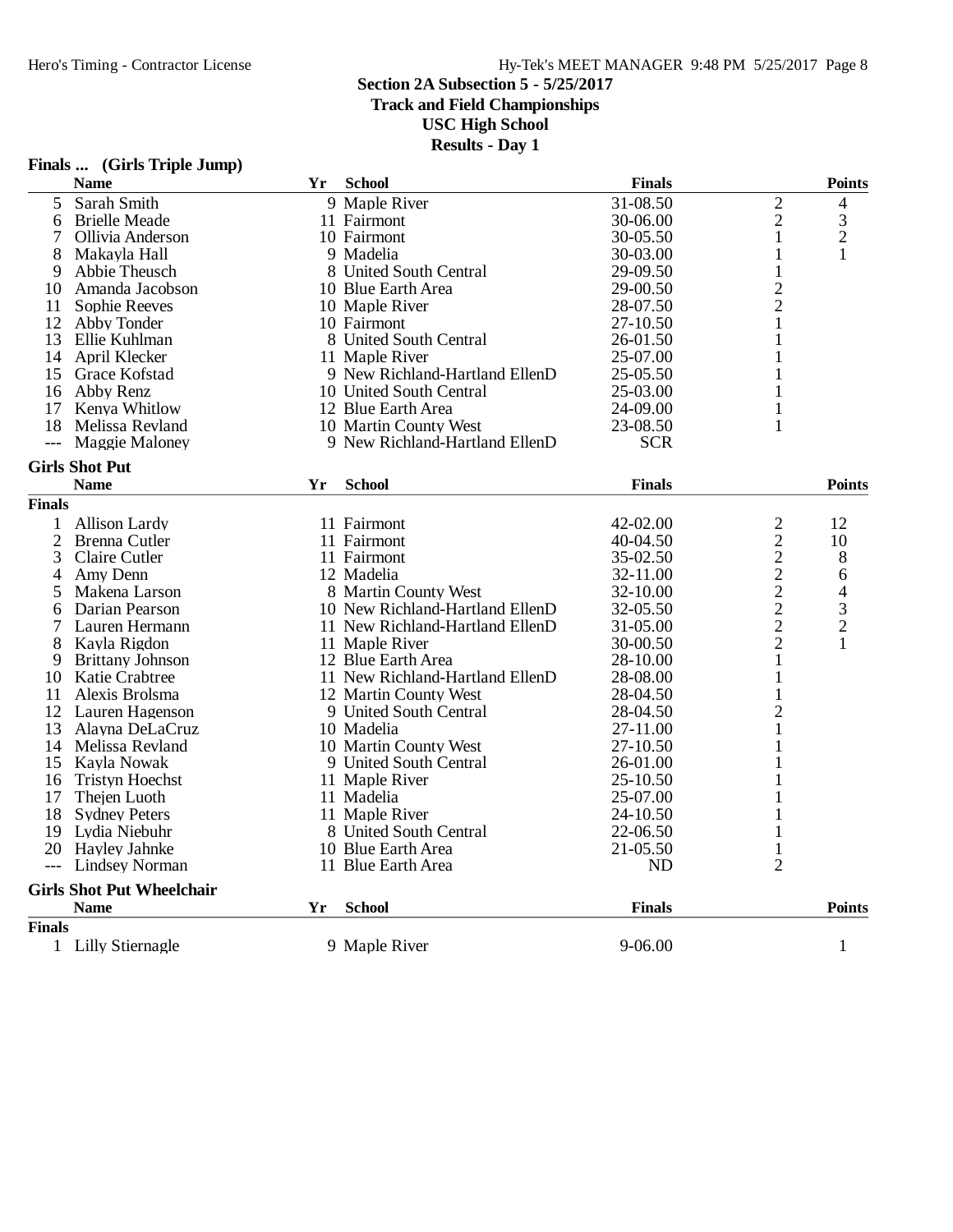**Section 2A Subsection 5 - 5/25/2017**
**Track and Field Championships**
**USC High School**
**Results - Day 1**

### Finals ... (Girls Triple Jump)

| | Name | Yr | School | Finals | | Points |
|---|---|---|---|---|---|---|
| 5 | Sarah Smith | 9 | Maple River | 31-08.50 | 2 | 4 |
| 6 | Brielle Meade | 11 | Fairmont | 30-06.00 | 2 | 3 |
| 7 | Ollivia Anderson | 10 | Fairmont | 30-05.50 | 1 | 2 |
| 8 | Makayla Hall | 9 | Madelia | 30-03.00 | 1 | 1 |
| 9 | Abbie Theusch | 8 | United South Central | 29-09.50 | 1 | |
| 10 | Amanda Jacobson | 10 | Blue Earth Area | 29-00.50 | 2 | |
| 11 | Sophie Reeves | 10 | Maple River | 28-07.50 | 2 | |
| 12 | Abby Tonder | 10 | Fairmont | 27-10.50 | 1 | |
| 13 | Ellie Kuhlman | 8 | United South Central | 26-01.50 | 1 | |
| 14 | April Klecker | 11 | Maple River | 25-07.00 | 1 | |
| 15 | Grace Kofstad | 9 | New Richland-Hartland EllenD | 25-05.50 | 1 | |
| 16 | Abby Renz | 10 | United South Central | 25-03.00 | 1 | |
| 17 | Kenya Whitlow | 12 | Blue Earth Area | 24-09.00 | 1 | |
| 18 | Melissa Revland | 10 | Martin County West | 23-08.50 | 1 | |
| --- | Maggie Maloney | 9 | New Richland-Hartland EllenD | SCR | | |

### Girls Shot Put

| | Name | Yr | School | Finals | | Points |
|---|---|---|---|---|---|---|
| **Finals** | | | | | | |
| 1 | Allison Lardy | 11 | Fairmont | 42-02.00 | 2 | 12 |
| 2 | Brenna Cutler | 11 | Fairmont | 40-04.50 | 2 | 10 |
| 3 | Claire Cutler | 11 | Fairmont | 35-02.50 | 2 | 8 |
| 4 | Amy Denn | 12 | Madelia | 32-11.00 | 2 | 6 |
| 5 | Makena Larson | 8 | Martin County West | 32-10.00 | 2 | 4 |
| 6 | Darian Pearson | 10 | New Richland-Hartland EllenD | 32-05.50 | 2 | 3 |
| 7 | Lauren Hermann | 11 | New Richland-Hartland EllenD | 31-05.00 | 2 | 2 |
| 8 | Kayla Rigdon | 11 | Maple River | 30-00.50 | 2 | 1 |
| 9 | Brittany Johnson | 12 | Blue Earth Area | 28-10.00 | 1 | |
| 10 | Katie Crabtree | 11 | New Richland-Hartland EllenD | 28-08.00 | 1 | |
| 11 | Alexis Brolsma | 12 | Martin County West | 28-04.50 | 1 | |
| 12 | Lauren Hagenson | 9 | United South Central | 28-04.50 | 2 | |
| 13 | Alayna DeLaCruz | 10 | Madelia | 27-11.00 | 1 | |
| 14 | Melissa Revland | 10 | Martin County West | 27-10.50 | 1 | |
| 15 | Kayla Nowak | 9 | United South Central | 26-01.00 | 1 | |
| 16 | Tristyn Hoechst | 11 | Maple River | 25-10.50 | 1 | |
| 17 | Thejen Luoth | 11 | Madelia | 25-07.00 | 1 | |
| 18 | Sydney Peters | 11 | Maple River | 24-10.50 | 1 | |
| 19 | Lydia Niebuhr | 8 | United South Central | 22-06.50 | 1 | |
| 20 | Hayley Jahnke | 10 | Blue Earth Area | 21-05.50 | 1 | |
| --- | Lindsey Norman | 11 | Blue Earth Area | ND | 2 | |

### Girls Shot Put Wheelchair

| | Name | Yr | School | Finals | Points |
|---|---|---|---|---|---|
| **Finals** | | | | | |
| 1 | Lilly Stiernagle | 9 | Maple River | 9-06.00 | 1 |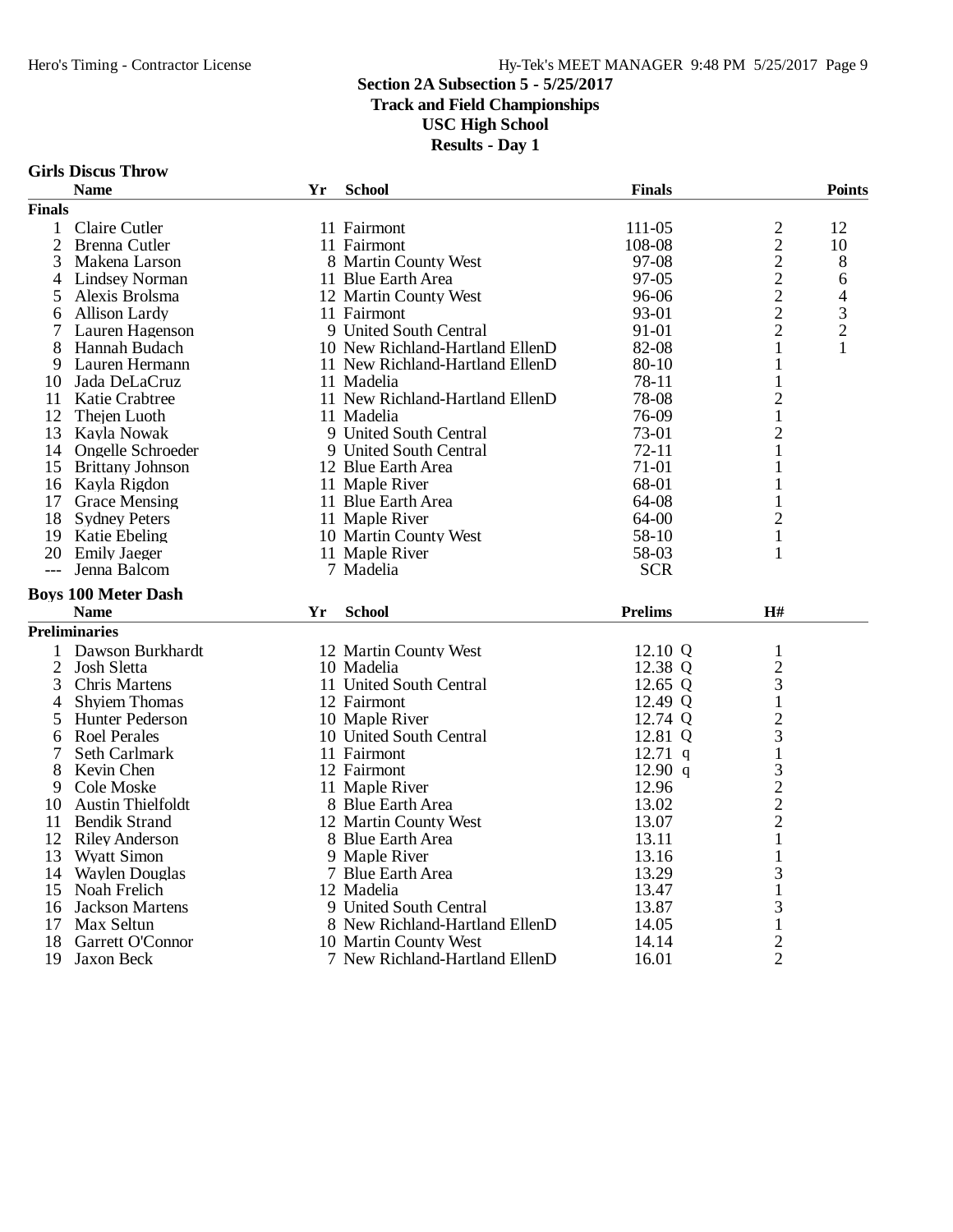## Section 2A Subsection 5 - 5/25/2017
## Track and Field Championships
## USC High School
## Results - Day 1

### Girls Discus Throw

| | Name | Yr | School | Finals | | Points |
|---|---|---|---|---|---|---|
| **Finals** | | | | | | |
| 1 | Claire Cutler | 11 | Fairmont | 111-05 | 2 | 12 |
| 2 | Brenna Cutler | 11 | Fairmont | 108-08 | 2 | 10 |
| 3 | Makena Larson | 8 | Martin County West | 97-08 | 2 | 8 |
| 4 | Lindsey Norman | 11 | Blue Earth Area | 97-05 | 2 | 6 |
| 5 | Alexis Brolsma | 12 | Martin County West | 96-06 | 2 | 4 |
| 6 | Allison Lardy | 11 | Fairmont | 93-01 | 2 | 3 |
| 7 | Lauren Hagenson | 9 | United South Central | 91-01 | 2 | 2 |
| 8 | Hannah Budach | 10 | New Richland-Hartland EllenD | 82-08 | 1 | 1 |
| 9 | Lauren Hermann | 11 | New Richland-Hartland EllenD | 80-10 | 1 | |
| 10 | Jada DeLaCruz | 11 | Madelia | 78-11 | 1 | |
| 11 | Katie Crabtree | 11 | New Richland-Hartland EllenD | 78-08 | 2 | |
| 12 | Thejen Luoth | 11 | Madelia | 76-09 | 1 | |
| 13 | Kayla Nowak | 9 | United South Central | 73-01 | 2 | |
| 14 | Ongelle Schroeder | 9 | United South Central | 72-11 | 1 | |
| 15 | Brittany Johnson | 12 | Blue Earth Area | 71-01 | 1 | |
| 16 | Kayla Rigdon | 11 | Maple River | 68-01 | 1 | |
| 17 | Grace Mensing | 11 | Blue Earth Area | 64-08 | 1 | |
| 18 | Sydney Peters | 11 | Maple River | 64-00 | 2 | |
| 19 | Katie Ebeling | 10 | Martin County West | 58-10 | 1 | |
| 20 | Emily Jaeger | 11 | Maple River | 58-03 | 1 | |
| --- | Jenna Balcom | 7 | Madelia | SCR | | |

### Boys 100 Meter Dash

| | Name | Yr | School | Prelims | H# |
|---|---|---|---|---|---|
| **Preliminaries** | | | | | |
| 1 | Dawson Burkhardt | 12 | Martin County West | 12.10 Q | 1 |
| 2 | Josh Sletta | 10 | Madelia | 12.38 Q | 2 |
| 3 | Chris Martens | 11 | United South Central | 12.65 Q | 3 |
| 4 | Shyiem Thomas | 12 | Fairmont | 12.49 Q | 1 |
| 5 | Hunter Pederson | 10 | Maple River | 12.74 Q | 2 |
| 6 | Roel Perales | 10 | United South Central | 12.81 Q | 3 |
| 7 | Seth Carlmark | 11 | Fairmont | 12.71 q | 1 |
| 8 | Kevin Chen | 12 | Fairmont | 12.90 q | 3 |
| 9 | Cole Moske | 11 | Maple River | 12.96 | 2 |
| 10 | Austin Thielfoldt | 8 | Blue Earth Area | 13.02 | 2 |
| 11 | Bendik Strand | 12 | Martin County West | 13.07 | 2 |
| 12 | Riley Anderson | 8 | Blue Earth Area | 13.11 | 1 |
| 13 | Wyatt Simon | 9 | Maple River | 13.16 | 1 |
| 14 | Waylen Douglas | 7 | Blue Earth Area | 13.29 | 3 |
| 15 | Noah Frelich | 12 | Madelia | 13.47 | 1 |
| 16 | Jackson Martens | 9 | United South Central | 13.87 | 3 |
| 17 | Max Seltun | 8 | New Richland-Hartland EllenD | 14.05 | 1 |
| 18 | Garrett O'Connor | 10 | Martin County West | 14.14 | 2 |
| 19 | Jaxon Beck | 7 | New Richland-Hartland EllenD | 16.01 | 2 |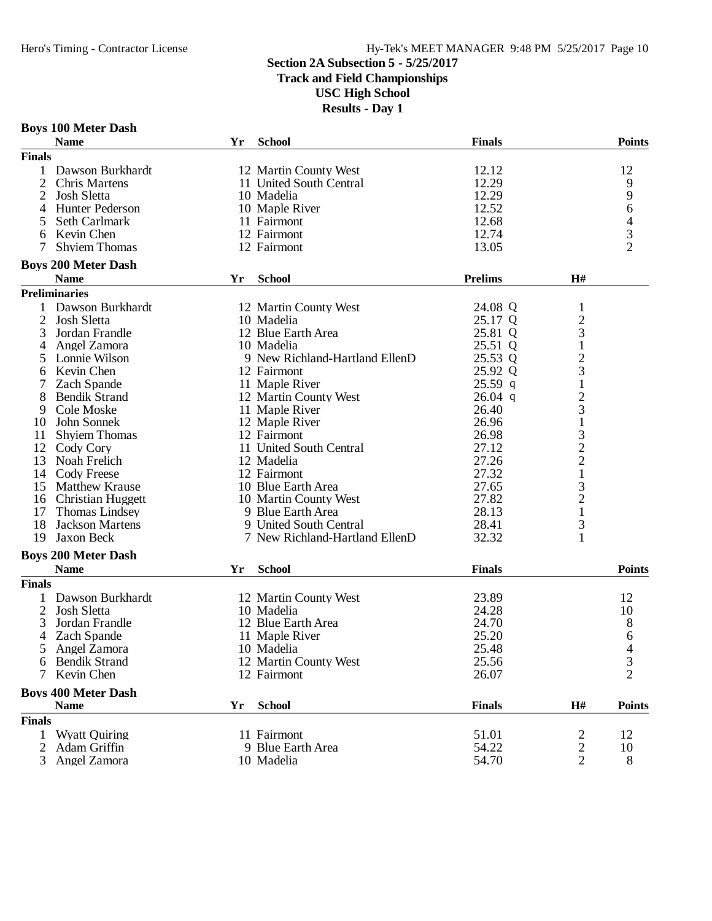## Section 2A Subsection 5 - 5/25/2017
## Track and Field Championships
## USC High School
## Results - Day 1

### Boys 100 Meter Dash

| | Name | Yr | School | Finals | Points |
|---|---|---|---|---|---|
| **Finals** | | | | | |
| 1 | Dawson Burkhardt | 12 | Martin County West | 12.12 | 12 |
| 2 | Chris Martens | 11 | United South Central | 12.29 | 9 |
| 2 | Josh Sletta | 10 | Madelia | 12.29 | 9 |
| 4 | Hunter Pederson | 10 | Maple River | 12.52 | 6 |
| 5 | Seth Carlmark | 11 | Fairmont | 12.68 | 4 |
| 6 | Kevin Chen | 12 | Fairmont | 12.74 | 3 |
| 7 | Shyiem Thomas | 12 | Fairmont | 13.05 | 2 |

### Boys 200 Meter Dash

| | Name | Yr | School | Prelims | H# |
|---|---|---|---|---|---|
| **Preliminaries** | | | | | |
| 1 | Dawson Burkhardt | 12 | Martin County West | 24.08 Q | 1 |
| 2 | Josh Sletta | 10 | Madelia | 25.17 Q | 2 |
| 3 | Jordan Frandle | 12 | Blue Earth Area | 25.81 Q | 3 |
| 4 | Angel Zamora | 10 | Madelia | 25.51 Q | 1 |
| 5 | Lonnie Wilson | 9 | New Richland-Hartland EllenD | 25.53 Q | 2 |
| 6 | Kevin Chen | 12 | Fairmont | 25.92 Q | 3 |
| 7 | Zach Spande | 11 | Maple River | 25.59 q | 1 |
| 8 | Bendik Strand | 12 | Martin County West | 26.04 q | 2 |
| 9 | Cole Moske | 11 | Maple River | 26.40 | 3 |
| 10 | John Sonnek | 12 | Maple River | 26.96 | 1 |
| 11 | Shyiem Thomas | 12 | Fairmont | 26.98 | 3 |
| 12 | Cody Cory | 11 | United South Central | 27.12 | 2 |
| 13 | Noah Frelich | 12 | Madelia | 27.26 | 2 |
| 14 | Cody Freese | 12 | Fairmont | 27.32 | 1 |
| 15 | Matthew Krause | 10 | Blue Earth Area | 27.65 | 3 |
| 16 | Christian Huggett | 10 | Martin County West | 27.82 | 2 |
| 17 | Thomas Lindsey | 9 | Blue Earth Area | 28.13 | 1 |
| 18 | Jackson Martens | 9 | United South Central | 28.41 | 3 |
| 19 | Jaxon Beck | 7 | New Richland-Hartland EllenD | 32.32 | 1 |

### Boys 200 Meter Dash

| | Name | Yr | School | Finals | Points |
|---|---|---|---|---|---|
| **Finals** | | | | | |
| 1 | Dawson Burkhardt | 12 | Martin County West | 23.89 | 12 |
| 2 | Josh Sletta | 10 | Madelia | 24.28 | 10 |
| 3 | Jordan Frandle | 12 | Blue Earth Area | 24.70 | 8 |
| 4 | Zach Spande | 11 | Maple River | 25.20 | 6 |
| 5 | Angel Zamora | 10 | Madelia | 25.48 | 4 |
| 6 | Bendik Strand | 12 | Martin County West | 25.56 | 3 |
| 7 | Kevin Chen | 12 | Fairmont | 26.07 | 2 |

### Boys 400 Meter Dash

| | Name | Yr | School | Finals | H# | Points |
|---|---|---|---|---|---|---|
| **Finals** | | | | | | |
| 1 | Wyatt Quiring | 11 | Fairmont | 51.01 | 2 | 12 |
| 2 | Adam Griffin | 9 | Blue Earth Area | 54.22 | 2 | 10 |
| 3 | Angel Zamora | 10 | Madelia | 54.70 | 2 | 8 |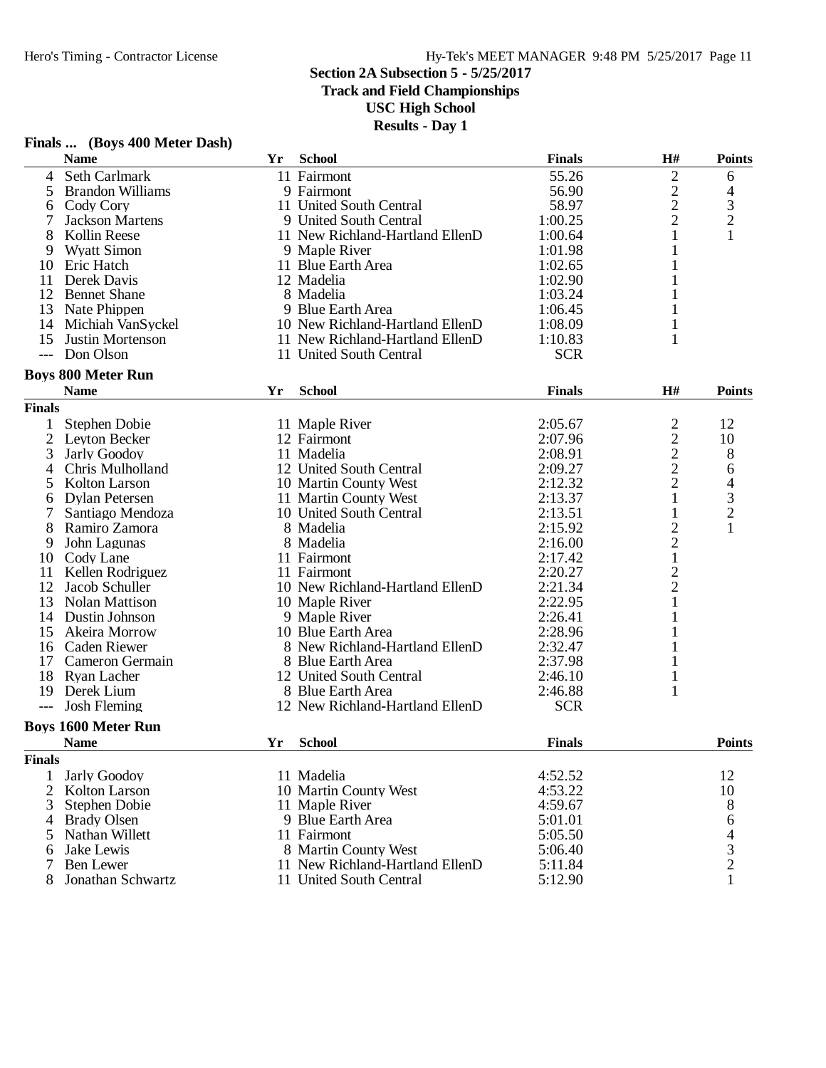## Section 2A Subsection 5 - 5/25/2017
## Track and Field Championships
## USC High School
## Results - Day 1

### Finals ... (Boys 400 Meter Dash)

| | Name | Yr | School | Finals | H# | Points |
|---|---|---|---|---|---|---|
| 4 | Seth Carlmark | 11 | Fairmont | 55.26 | 2 | 6 |
| 5 | Brandon Williams | 9 | Fairmont | 56.90 | 2 | 4 |
| 6 | Cody Cory | 11 | United South Central | 58.97 | 2 | 3 |
| 7 | Jackson Martens | 9 | United South Central | 1:00.25 | 2 | 2 |
| 8 | Kollin Reese | 11 | New Richland-Hartland EllenD | 1:00.64 | 1 | 1 |
| 9 | Wyatt Simon | 9 | Maple River | 1:01.98 | 1 | |
| 10 | Eric Hatch | 11 | Blue Earth Area | 1:02.65 | 1 | |
| 11 | Derek Davis | 12 | Madelia | 1:02.90 | 1 | |
| 12 | Bennet Shane | 8 | Madelia | 1:03.24 | 1 | |
| 13 | Nate Phippen | 9 | Blue Earth Area | 1:06.45 | 1 | |
| 14 | Michiah VanSyckel | 10 | New Richland-Hartland EllenD | 1:08.09 | 1 | |
| 15 | Justin Mortenson | 11 | New Richland-Hartland EllenD | 1:10.83 | 1 | |
| --- | Don Olson | 11 | United South Central | SCR | | |

### Boys 800 Meter Run

**Finals**

| | Name | Yr | School | Finals | H# | Points |
|---|---|---|---|---|---|---|
| 1 | Stephen Dobie | 11 | Maple River | 2:05.67 | 2 | 12 |
| 2 | Leyton Becker | 12 | Fairmont | 2:07.96 | 2 | 10 |
| 3 | Jarly Goodoy | 11 | Madelia | 2:08.91 | 2 | 8 |
| 4 | Chris Mulholland | 12 | United South Central | 2:09.27 | 2 | 6 |
| 5 | Kolton Larson | 10 | Martin County West | 2:12.32 | 2 | 4 |
| 6 | Dylan Petersen | 11 | Martin County West | 2:13.37 | 1 | 3 |
| 7 | Santiago Mendoza | 10 | United South Central | 2:13.51 | 1 | 2 |
| 8 | Ramiro Zamora | 8 | Madelia | 2:15.92 | 2 | 1 |
| 9 | John Lagunas | 8 | Madelia | 2:16.00 | 2 | |
| 10 | Cody Lane | 11 | Fairmont | 2:17.42 | 1 | |
| 11 | Kellen Rodriguez | 11 | Fairmont | 2:20.27 | 2 | |
| 12 | Jacob Schuller | 10 | New Richland-Hartland EllenD | 2:21.34 | 2 | |
| 13 | Nolan Mattison | 10 | Maple River | 2:22.95 | 1 | |
| 14 | Dustin Johnson | 9 | Maple River | 2:26.41 | 1 | |
| 15 | Akeira Morrow | 10 | Blue Earth Area | 2:28.96 | 1 | |
| 16 | Caden Riewer | 8 | New Richland-Hartland EllenD | 2:32.47 | 1 | |
| 17 | Cameron Germain | 8 | Blue Earth Area | 2:37.98 | 1 | |
| 18 | Ryan Lacher | 12 | United South Central | 2:46.10 | 1 | |
| 19 | Derek Lium | 8 | Blue Earth Area | 2:46.88 | 1 | |
| --- | Josh Fleming | 12 | New Richland-Hartland EllenD | SCR | | |

### Boys 1600 Meter Run

**Finals**

| | Name | Yr | School | Finals | Points |
|---|---|---|---|---|---|
| 1 | Jarly Goodoy | 11 | Madelia | 4:52.52 | 12 |
| 2 | Kolton Larson | 10 | Martin County West | 4:53.22 | 10 |
| 3 | Stephen Dobie | 11 | Maple River | 4:59.67 | 8 |
| 4 | Brady Olsen | 9 | Blue Earth Area | 5:01.01 | 6 |
| 5 | Nathan Willett | 11 | Fairmont | 5:05.50 | 4 |
| 6 | Jake Lewis | 8 | Martin County West | 5:06.40 | 3 |
| 7 | Ben Lewer | 11 | New Richland-Hartland EllenD | 5:11.84 | 2 |
| 8 | Jonathan Schwartz | 11 | United South Central | 5:12.90 | 1 |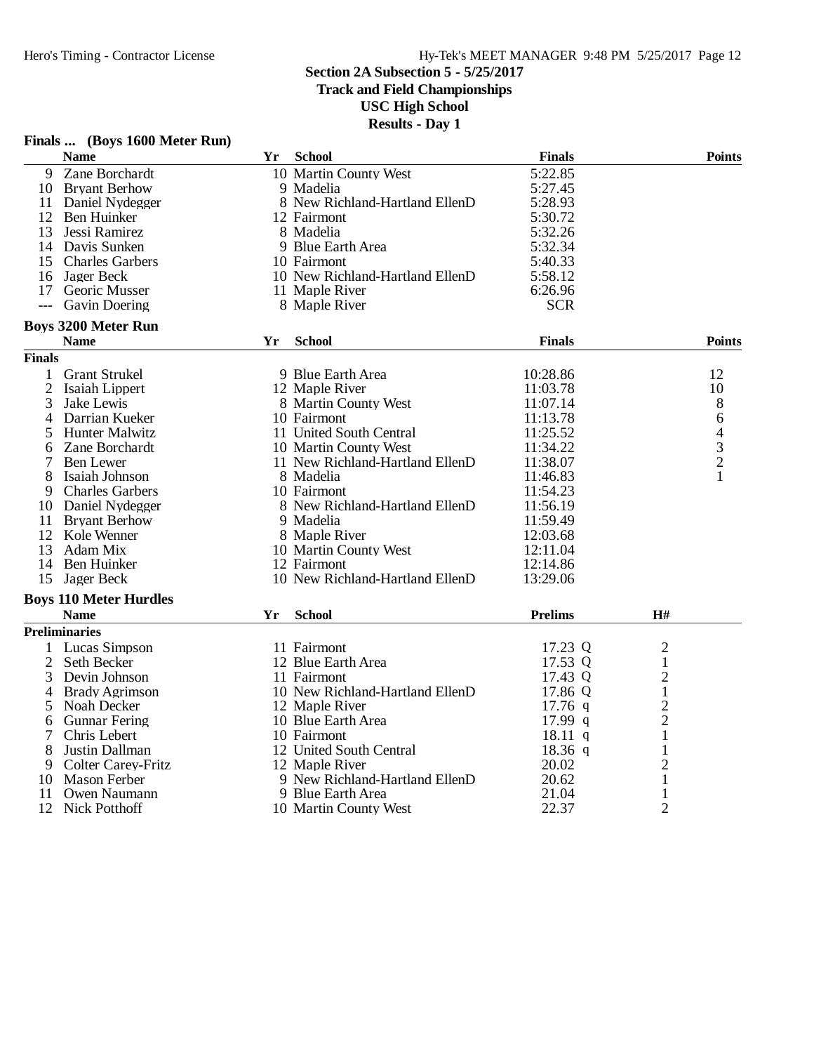## Section 2A Subsection 5 - 5/25/2017
## Track and Field Championships
## USC High School
## Results - Day 1

### Finals ... (Boys 1600 Meter Run)

| | Name | Yr | School | Finals | Points |
|---|---|---|---|---|---|
| 9 | Zane Borchardt | 10 | Martin County West | 5:22.85 | |
| 10 | Bryant Berhow | 9 | Madelia | 5:27.45 | |
| 11 | Daniel Nydegger | 8 | New Richland-Hartland EllenD | 5:28.93 | |
| 12 | Ben Huinker | 12 | Fairmont | 5:30.72 | |
| 13 | Jessi Ramirez | 8 | Madelia | 5:32.26 | |
| 14 | Davis Sunken | 9 | Blue Earth Area | 5:32.34 | |
| 15 | Charles Garbers | 10 | Fairmont | 5:40.33 | |
| 16 | Jager Beck | 10 | New Richland-Hartland EllenD | 5:58.12 | |
| 17 | Georic Musser | 11 | Maple River | 6:26.96 | |
| --- | Gavin Doering | 8 | Maple River | SCR | |

### Boys 3200 Meter Run

**Finals**

| | Name | Yr | School | Finals | Points |
|---|---|---|---|---|---|
| 1 | Grant Strukel | 9 | Blue Earth Area | 10:28.86 | 12 |
| 2 | Isaiah Lippert | 12 | Maple River | 11:03.78 | 10 |
| 3 | Jake Lewis | 8 | Martin County West | 11:07.14 | 8 |
| 4 | Darrian Kueker | 10 | Fairmont | 11:13.78 | 6 |
| 5 | Hunter Malwitz | 11 | United South Central | 11:25.52 | 4 |
| 6 | Zane Borchardt | 10 | Martin County West | 11:34.22 | 3 |
| 7 | Ben Lewer | 11 | New Richland-Hartland EllenD | 11:38.07 | 2 |
| 8 | Isaiah Johnson | 8 | Madelia | 11:46.83 | 1 |
| 9 | Charles Garbers | 10 | Fairmont | 11:54.23 | |
| 10 | Daniel Nydegger | 8 | New Richland-Hartland EllenD | 11:56.19 | |
| 11 | Bryant Berhow | 9 | Madelia | 11:59.49 | |
| 12 | Kole Wenner | 8 | Maple River | 12:03.68 | |
| 13 | Adam Mix | 10 | Martin County West | 12:11.04 | |
| 14 | Ben Huinker | 12 | Fairmont | 12:14.86 | |
| 15 | Jager Beck | 10 | New Richland-Hartland EllenD | 13:29.06 | |

### Boys 110 Meter Hurdles

**Preliminaries**

| | Name | Yr | School | Prelims | | H# |
|---|---|---|---|---|---|---|
| 1 | Lucas Simpson | 11 | Fairmont | 17.23 | Q | 2 |
| 2 | Seth Becker | 12 | Blue Earth Area | 17.53 | Q | 1 |
| 3 | Devin Johnson | 11 | Fairmont | 17.43 | Q | 2 |
| 4 | Brady Agrimson | 10 | New Richland-Hartland EllenD | 17.86 | Q | 1 |
| 5 | Noah Decker | 12 | Maple River | 17.76 | q | 2 |
| 6 | Gunnar Fering | 10 | Blue Earth Area | 17.99 | q | 2 |
| 7 | Chris Lebert | 10 | Fairmont | 18.11 | q | 1 |
| 8 | Justin Dallman | 12 | United South Central | 18.36 | q | 1 |
| 9 | Colter Carey-Fritz | 12 | Maple River | 20.02 | | 2 |
| 10 | Mason Ferber | 9 | New Richland-Hartland EllenD | 20.62 | | 1 |
| 11 | Owen Naumann | 9 | Blue Earth Area | 21.04 | | 1 |
| 12 | Nick Potthoff | 10 | Martin County West | 22.37 | | 2 |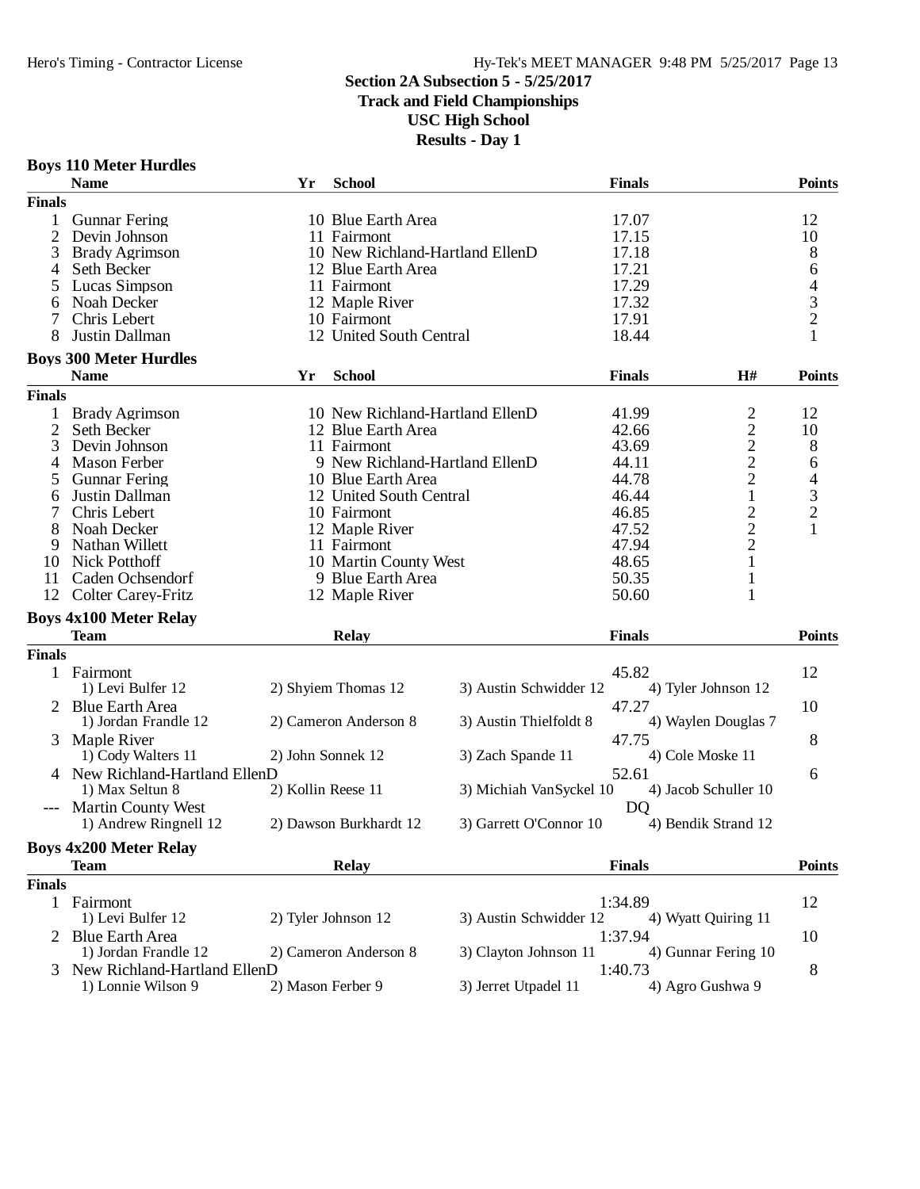## Section 2A Subsection 5 - 5/25/2017
## Track and Field Championships
## USC High School
## Results - Day 1

### Boys 110 Meter Hurdles

| | Name | Yr | School | Finals | Points |
|---|---|---|---|---|---|
| **Finals** | | | | | |
| 1 | Gunnar Fering | 10 | Blue Earth Area | 17.07 | 12 |
| 2 | Devin Johnson | 11 | Fairmont | 17.15 | 10 |
| 3 | Brady Agrimson | 10 | New Richland-Hartland EllenD | 17.18 | 8 |
| 4 | Seth Becker | 12 | Blue Earth Area | 17.21 | 6 |
| 5 | Lucas Simpson | 11 | Fairmont | 17.29 | 4 |
| 6 | Noah Decker | 12 | Maple River | 17.32 | 3 |
| 7 | Chris Lebert | 10 | Fairmont | 17.91 | 2 |
| 8 | Justin Dallman | 12 | United South Central | 18.44 | 1 |

### Boys 300 Meter Hurdles

| | Name | Yr | School | Finals | H# | Points |
|---|---|---|---|---|---|---|
| **Finals** | | | | | | |
| 1 | Brady Agrimson | 10 | New Richland-Hartland EllenD | 41.99 | 2 | 12 |
| 2 | Seth Becker | 12 | Blue Earth Area | 42.66 | 2 | 10 |
| 3 | Devin Johnson | 11 | Fairmont | 43.69 | 2 | 8 |
| 4 | Mason Ferber | 9 | New Richland-Hartland EllenD | 44.11 | 2 | 6 |
| 5 | Gunnar Fering | 10 | Blue Earth Area | 44.78 | 2 | 4 |
| 6 | Justin Dallman | 12 | United South Central | 46.44 | 1 | 3 |
| 7 | Chris Lebert | 10 | Fairmont | 46.85 | 2 | 2 |
| 8 | Noah Decker | 12 | Maple River | 47.52 | 2 | 1 |
| 9 | Nathan Willett | 11 | Fairmont | 47.94 | 2 | |
| 10 | Nick Potthoff | 10 | Martin County West | 48.65 | 1 | |
| 11 | Caden Ochsendorf | 9 | Blue Earth Area | 50.35 | 1 | |
| 12 | Colter Carey-Fritz | 12 | Maple River | 50.60 | 1 | |

### Boys 4x100 Meter Relay

| | Team | Relay | | Finals | | Points |
|---|---|---|---|---|---|---|
| **Finals** | | | | | | |
| 1 | Fairmont | | | 45.82 | | 12 |
| | 1) Levi Bulfer 12 | 2) Shyiem Thomas 12 | 3) Austin Schwidder 12 | | 4) Tyler Johnson 12 | |
| 2 | Blue Earth Area | | | 47.27 | | 10 |
| | 1) Jordan Frandle 12 | 2) Cameron Anderson 8 | 3) Austin Thielfoldt 8 | | 4) Waylen Douglas 7 | |
| 3 | Maple River | | | 47.75 | | 8 |
| | 1) Cody Walters 11 | 2) John Sonnek 12 | 3) Zach Spande 11 | | 4) Cole Moske 11 | |
| 4 | New Richland-Hartland EllenD | | | 52.61 | | 6 |
| | 1) Max Seltun 8 | 2) Kollin Reese 11 | 3) Michiah VanSyckel 10 | | 4) Jacob Schuller 10 | |
| --- | Martin County West | | | DQ | | |
| | 1) Andrew Ringnell 12 | 2) Dawson Burkhardt 12 | 3) Garrett O'Connor 10 | | 4) Bendik Strand 12 | |

### Boys 4x200 Meter Relay

| | Team | Relay | | Finals | | Points |
|---|---|---|---|---|---|---|
| **Finals** | | | | | | |
| 1 | Fairmont | | | 1:34.89 | | 12 |
| | 1) Levi Bulfer 12 | 2) Tyler Johnson 12 | 3) Austin Schwidder 12 | | 4) Wyatt Quiring 11 | |
| 2 | Blue Earth Area | | | 1:37.94 | | 10 |
| | 1) Jordan Frandle 12 | 2) Cameron Anderson 8 | 3) Clayton Johnson 11 | | 4) Gunnar Fering 10 | |
| 3 | New Richland-Hartland EllenD | | | 1:40.73 | | 8 |
| | 1) Lonnie Wilson 9 | 2) Mason Ferber 9 | 3) Jerret Utpadel 11 | | 4) Agro Gushwa 9 | |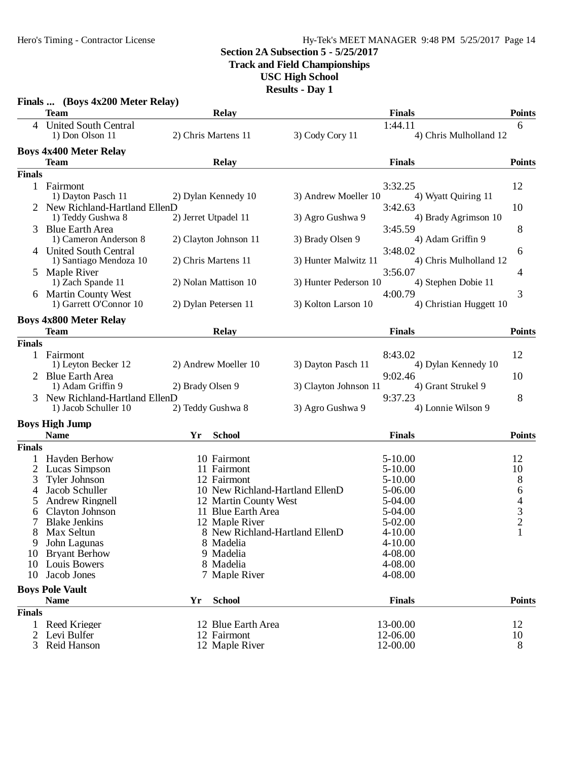# Section 2A Subsection 5 - 5/25/2017
## Track and Field Championships
## USC High School
## Results - Day 1

### Finals ... (Boys 4x200 Meter Relay)

| | Team | Relay | | | Finals | Points |
|---|---|---|---|---|---|---|
| 4 | United South Central | | | | 1:44.11 | 6 |
| | 1) Don Olson 11 | 2) Chris Martens 11 | 3) Cody Cory 11 | 4) Chris Mulholland 12 | | |

### Boys 4x400 Meter Relay

| | Team | Relay | | | Finals | Points |
|---|---|---|---|---|---|---|
| **Finals** | | | | | | |
| 1 | Fairmont | | | | 3:32.25 | 12 |
| | 1) Dayton Pasch 11 | 2) Dylan Kennedy 10 | 3) Andrew Moeller 10 | 4) Wyatt Quiring 11 | | |
| 2 | New Richland-Hartland EllenD | | | | 3:42.63 | 10 |
| | 1) Teddy Gushwa 8 | 2) Jerret Utpadel 11 | 3) Agro Gushwa 9 | 4) Brady Agrimson 10 | | |
| 3 | Blue Earth Area | | | | 3:45.59 | 8 |
| | 1) Cameron Anderson 8 | 2) Clayton Johnson 11 | 3) Brady Olsen 9 | 4) Adam Griffin 9 | | |
| 4 | United South Central | | | | 3:48.02 | 6 |
| | 1) Santiago Mendoza 10 | 2) Chris Martens 11 | 3) Hunter Malwitz 11 | 4) Chris Mulholland 12 | | |
| 5 | Maple River | | | | 3:56.07 | 4 |
| | 1) Zach Spande 11 | 2) Nolan Mattison 10 | 3) Hunter Pederson 10 | 4) Stephen Dobie 11 | | |
| 6 | Martin County West | | | | 4:00.79 | 3 |
| | 1) Garrett O'Connor 10 | 2) Dylan Petersen 11 | 3) Kolton Larson 10 | 4) Christian Huggett 10 | | |

### Boys 4x800 Meter Relay

| | Team | Relay | | | Finals | Points |
|---|---|---|---|---|---|---|
| **Finals** | | | | | | |
| 1 | Fairmont | | | | 8:43.02 | 12 |
| | 1) Leyton Becker 12 | 2) Andrew Moeller 10 | 3) Dayton Pasch 11 | 4) Dylan Kennedy 10 | | |
| 2 | Blue Earth Area | | | | 9:02.46 | 10 |
| | 1) Adam Griffin 9 | 2) Brady Olsen 9 | 3) Clayton Johnson 11 | 4) Grant Strukel 9 | | |
| 3 | New Richland-Hartland EllenD | | | | 9:37.23 | 8 |
| | 1) Jacob Schuller 10 | 2) Teddy Gushwa 8 | 3) Agro Gushwa 9 | 4) Lonnie Wilson 9 | | |

### Boys High Jump

| | Name | Yr | School | Finals | Points |
|---|---|---|---|---|---|
| **Finals** | | | | | |
| 1 | Hayden Berhow | 10 | Fairmont | 5-10.00 | 12 |
| 2 | Lucas Simpson | 11 | Fairmont | 5-10.00 | 10 |
| 3 | Tyler Johnson | 12 | Fairmont | 5-10.00 | 8 |
| 4 | Jacob Schuller | 10 | New Richland-Hartland EllenD | 5-06.00 | 6 |
| 5 | Andrew Ringnell | 12 | Martin County West | 5-04.00 | 4 |
| 6 | Clayton Johnson | 11 | Blue Earth Area | 5-04.00 | 3 |
| 7 | Blake Jenkins | 12 | Maple River | 5-02.00 | 2 |
| 8 | Max Seltun | 8 | New Richland-Hartland EllenD | 4-10.00 | 1 |
| 9 | John Lagunas | 8 | Madelia | 4-10.00 | |
| 10 | Bryant Berhow | 9 | Madelia | 4-08.00 | |
| 10 | Louis Bowers | 8 | Madelia | 4-08.00 | |
| 10 | Jacob Jones | 7 | Maple River | 4-08.00 | |

### Boys Pole Vault

| | Name | Yr | School | Finals | Points |
|---|---|---|---|---|---|
| **Finals** | | | | | |
| 1 | Reed Krieger | 12 | Blue Earth Area | 13-00.00 | 12 |
| 2 | Levi Bulfer | 12 | Fairmont | 12-06.00 | 10 |
| 3 | Reid Hanson | 12 | Maple River | 12-00.00 | 8 |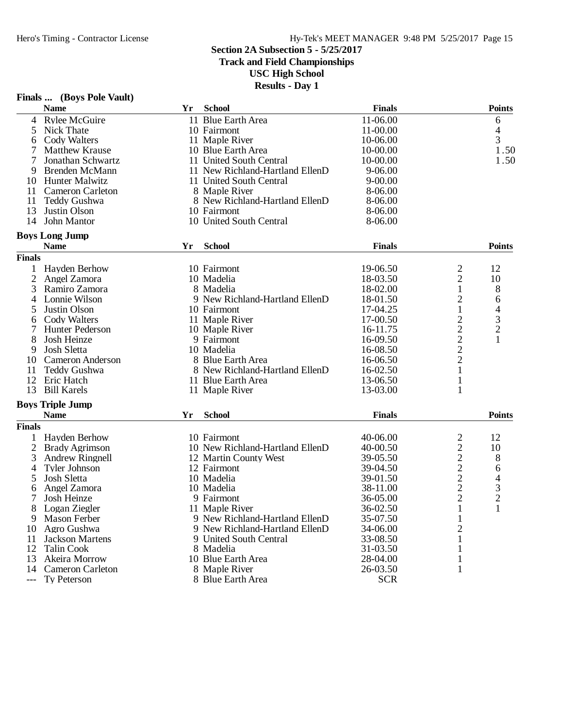## Section 2A Subsection 5 - 5/25/2017
## Track and Field Championships
## USC High School
## Results - Day 1

### Finals ... (Boys Pole Vault)

| | Name | Yr | School | Finals | Points |
|---|---|---|---|---|---|
| 4 | Rylee McGuire | 11 | Blue Earth Area | 11-06.00 | 6 |
| 5 | Nick Thate | 10 | Fairmont | 11-00.00 | 4 |
| 6 | Cody Walters | 11 | Maple River | 10-06.00 | 3 |
| 7 | Matthew Krause | 10 | Blue Earth Area | 10-00.00 | 1.50 |
| 7 | Jonathan Schwartz | 11 | United South Central | 10-00.00 | 1.50 |
| 9 | Brenden McMann | 11 | New Richland-Hartland EllenD | 9-06.00 | |
| 10 | Hunter Malwitz | 11 | United South Central | 9-00.00 | |
| 11 | Cameron Carleton | 8 | Maple River | 8-06.00 | |
| 11 | Teddy Gushwa | 8 | New Richland-Hartland EllenD | 8-06.00 | |
| 13 | Justin Olson | 10 | Fairmont | 8-06.00 | |
| 14 | John Mantor | 10 | United South Central | 8-06.00 | |

### Boys Long Jump

| | Name | Yr | School | Finals | | Points |
|---|---|---|---|---|---|---|
| **Finals** | | | | | | |
| 1 | Hayden Berhow | 10 | Fairmont | 19-06.50 | 2 | 12 |
| 2 | Angel Zamora | 10 | Madelia | 18-03.50 | 2 | 10 |
| 3 | Ramiro Zamora | 8 | Madelia | 18-02.00 | 1 | 8 |
| 4 | Lonnie Wilson | 9 | New Richland-Hartland EllenD | 18-01.50 | 2 | 6 |
| 5 | Justin Olson | 10 | Fairmont | 17-04.25 | 1 | 4 |
| 6 | Cody Walters | 11 | Maple River | 17-00.50 | 2 | 3 |
| 7 | Hunter Pederson | 10 | Maple River | 16-11.75 | 2 | 2 |
| 8 | Josh Heinze | 9 | Fairmont | 16-09.50 | 2 | 1 |
| 9 | Josh Sletta | 10 | Madelia | 16-08.50 | 2 | |
| 10 | Cameron Anderson | 8 | Blue Earth Area | 16-06.50 | 2 | |
| 11 | Teddy Gushwa | 8 | New Richland-Hartland EllenD | 16-02.50 | 1 | |
| 12 | Eric Hatch | 11 | Blue Earth Area | 13-06.50 | 1 | |
| 13 | Bill Karels | 11 | Maple River | 13-03.00 | 1 | |

### Boys Triple Jump

| | Name | Yr | School | Finals | | Points |
|---|---|---|---|---|---|---|
| **Finals** | | | | | | |
| 1 | Hayden Berhow | 10 | Fairmont | 40-06.00 | 2 | 12 |
| 2 | Brady Agrimson | 10 | New Richland-Hartland EllenD | 40-00.50 | 2 | 10 |
| 3 | Andrew Ringnell | 12 | Martin County West | 39-05.50 | 2 | 8 |
| 4 | Tyler Johnson | 12 | Fairmont | 39-04.50 | 2 | 6 |
| 5 | Josh Sletta | 10 | Madelia | 39-01.50 | 2 | 4 |
| 6 | Angel Zamora | 10 | Madelia | 38-11.00 | 2 | 3 |
| 7 | Josh Heinze | 9 | Fairmont | 36-05.00 | 2 | 2 |
| 8 | Logan Ziegler | 11 | Maple River | 36-02.50 | 1 | 1 |
| 9 | Mason Ferber | 9 | New Richland-Hartland EllenD | 35-07.50 | 1 | |
| 10 | Agro Gushwa | 9 | New Richland-Hartland EllenD | 34-06.00 | 2 | |
| 11 | Jackson Martens | 9 | United South Central | 33-08.50 | 1 | |
| 12 | Talin Cook | 8 | Madelia | 31-03.50 | 1 | |
| 13 | Akeira Morrow | 10 | Blue Earth Area | 28-04.00 | 1 | |
| 14 | Cameron Carleton | 8 | Maple River | 26-03.50 | 1 | |
| --- | Ty Peterson | 8 | Blue Earth Area | SCR | | |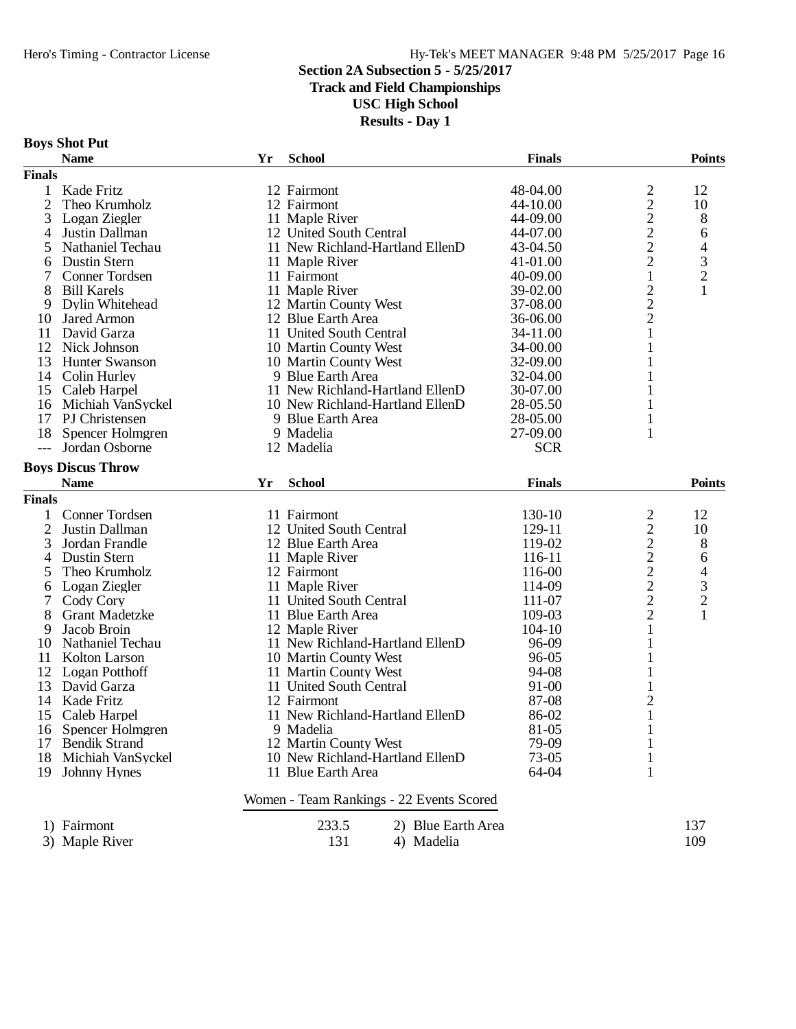## Section 2A Subsection 5 - 5/25/2017
## Track and Field Championships
## USC High School
## Results - Day 1

### Boys Shot Put

| | Name | Yr | School | Finals | | Points |
|---|---|---|---|---|---|---|
| **Finals** | | | | | | |
| 1 | Kade Fritz | 12 | Fairmont | 48-04.00 | 2 | 12 |
| 2 | Theo Krumholz | 12 | Fairmont | 44-10.00 | 2 | 10 |
| 3 | Logan Ziegler | 11 | Maple River | 44-09.00 | 2 | 8 |
| 4 | Justin Dallman | 12 | United South Central | 44-07.00 | 2 | 6 |
| 5 | Nathaniel Techau | 11 | New Richland-Hartland EllenD | 43-04.50 | 2 | 4 |
| 6 | Dustin Stern | 11 | Maple River | 41-01.00 | 2 | 3 |
| 7 | Conner Tordsen | 11 | Fairmont | 40-09.00 | 1 | 2 |
| 8 | Bill Karels | 11 | Maple River | 39-02.00 | 2 | 1 |
| 9 | Dylin Whitehead | 12 | Martin County West | 37-08.00 | 2 | |
| 10 | Jared Armon | 12 | Blue Earth Area | 36-06.00 | 2 | |
| 11 | David Garza | 11 | United South Central | 34-11.00 | 1 | |
| 12 | Nick Johnson | 10 | Martin County West | 34-00.00 | 1 | |
| 13 | Hunter Swanson | 10 | Martin County West | 32-09.00 | 1 | |
| 14 | Colin Hurley | 9 | Blue Earth Area | 32-04.00 | 1 | |
| 15 | Caleb Harpel | 11 | New Richland-Hartland EllenD | 30-07.00 | 1 | |
| 16 | Michiah VanSyckel | 10 | New Richland-Hartland EllenD | 28-05.50 | 1 | |
| 17 | PJ Christensen | 9 | Blue Earth Area | 28-05.00 | 1 | |
| 18 | Spencer Holmgren | 9 | Madelia | 27-09.00 | 1 | |
| --- | Jordan Osborne | 12 | Madelia | SCR | | |

### Boys Discus Throw

| | Name | Yr | School | Finals | | Points |
|---|---|---|---|---|---|---|
| **Finals** | | | | | | |
| 1 | Conner Tordsen | 11 | Fairmont | 130-10 | 2 | 12 |
| 2 | Justin Dallman | 12 | United South Central | 129-11 | 2 | 10 |
| 3 | Jordan Frandle | 12 | Blue Earth Area | 119-02 | 2 | 8 |
| 4 | Dustin Stern | 11 | Maple River | 116-11 | 2 | 6 |
| 5 | Theo Krumholz | 12 | Fairmont | 116-00 | 2 | 4 |
| 6 | Logan Ziegler | 11 | Maple River | 114-09 | 2 | 3 |
| 7 | Cody Cory | 11 | United South Central | 111-07 | 2 | 2 |
| 8 | Grant Madetzke | 11 | Blue Earth Area | 109-03 | 2 | 1 |
| 9 | Jacob Broin | 12 | Maple River | 104-10 | 1 | |
| 10 | Nathaniel Techau | 11 | New Richland-Hartland EllenD | 96-09 | 1 | |
| 11 | Kolton Larson | 10 | Martin County West | 96-05 | 1 | |
| 12 | Logan Potthoff | 11 | Martin County West | 94-08 | 1 | |
| 13 | David Garza | 11 | United South Central | 91-00 | 1 | |
| 14 | Kade Fritz | 12 | Fairmont | 87-08 | 2 | |
| 15 | Caleb Harpel | 11 | New Richland-Hartland EllenD | 86-02 | 1 | |
| 16 | Spencer Holmgren | 9 | Madelia | 81-05 | 1 | |
| 17 | Bendik Strand | 12 | Martin County West | 79-09 | 1 | |
| 18 | Michiah VanSyckel | 10 | New Richland-Hartland EllenD | 73-05 | 1 | |
| 19 | Johnny Hynes | 11 | Blue Earth Area | 64-04 | 1 | |

### Women - Team Rankings - 22 Events Scored

| | | | |
|---|---|---|---|
| 1) Fairmont | 233.5 | 2) Blue Earth Area | 137 |
| 3) Maple River | 131 | 4) Madelia | 109 |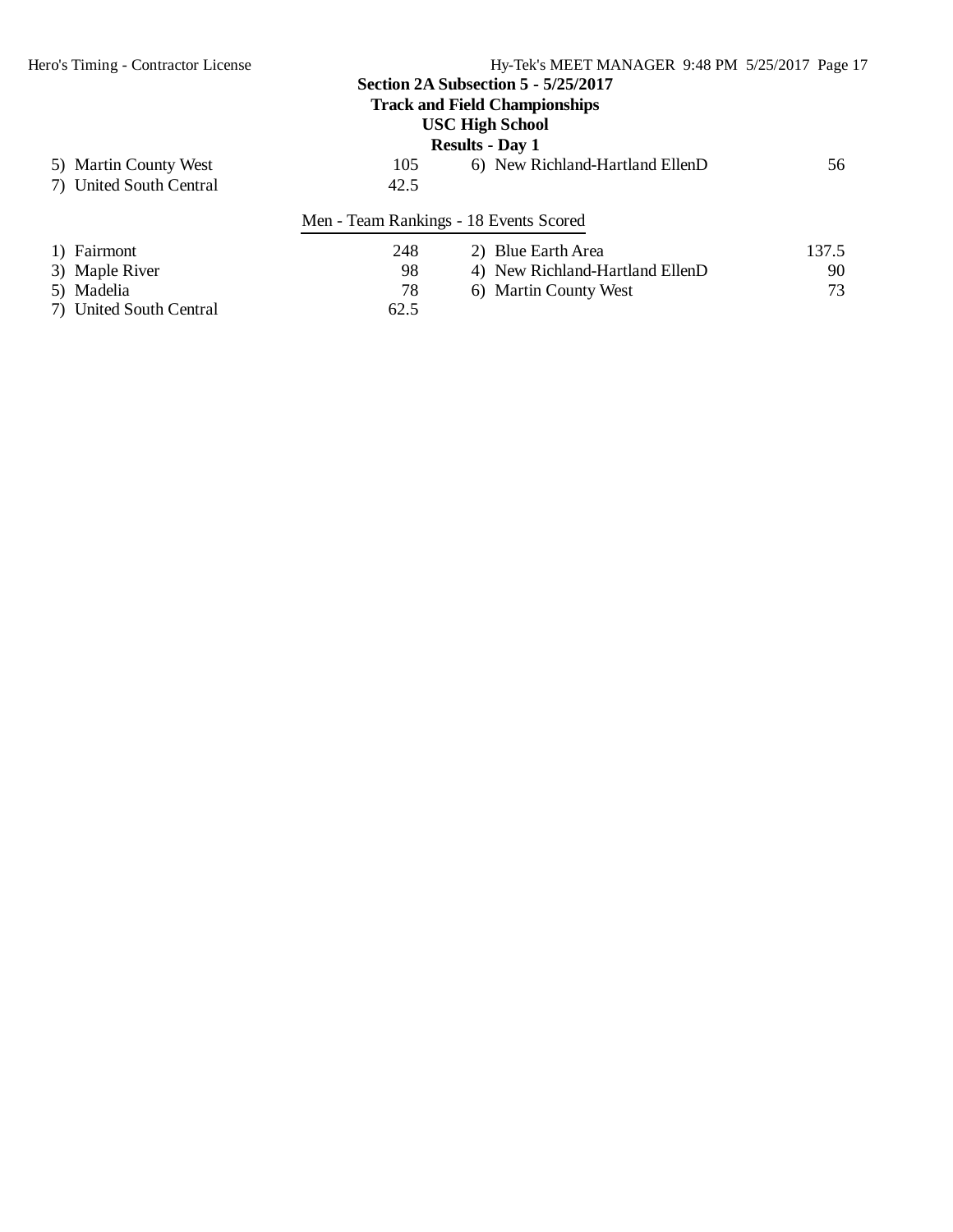**Section 2A Subsection 5 - 5/25/2017**
**Track and Field Championships**
**USC High School**
**Results - Day 1**

| | | | |
|---|---|---|---|
| 5) Martin County West | 105 | 6) New Richland-Hartland EllenD | 56 |
| 7) United South Central | 42.5 | | |

Men - Team Rankings - 18 Events Scored

| | | | |
|---|---|---|---|
| 1) Fairmont | 248 | 2) Blue Earth Area | 137.5 |
| 3) Maple River | 98 | 4) New Richland-Hartland EllenD | 90 |
| 5) Madelia | 78 | 6) Martin County West | 73 |
| 7) United South Central | 62.5 | | |